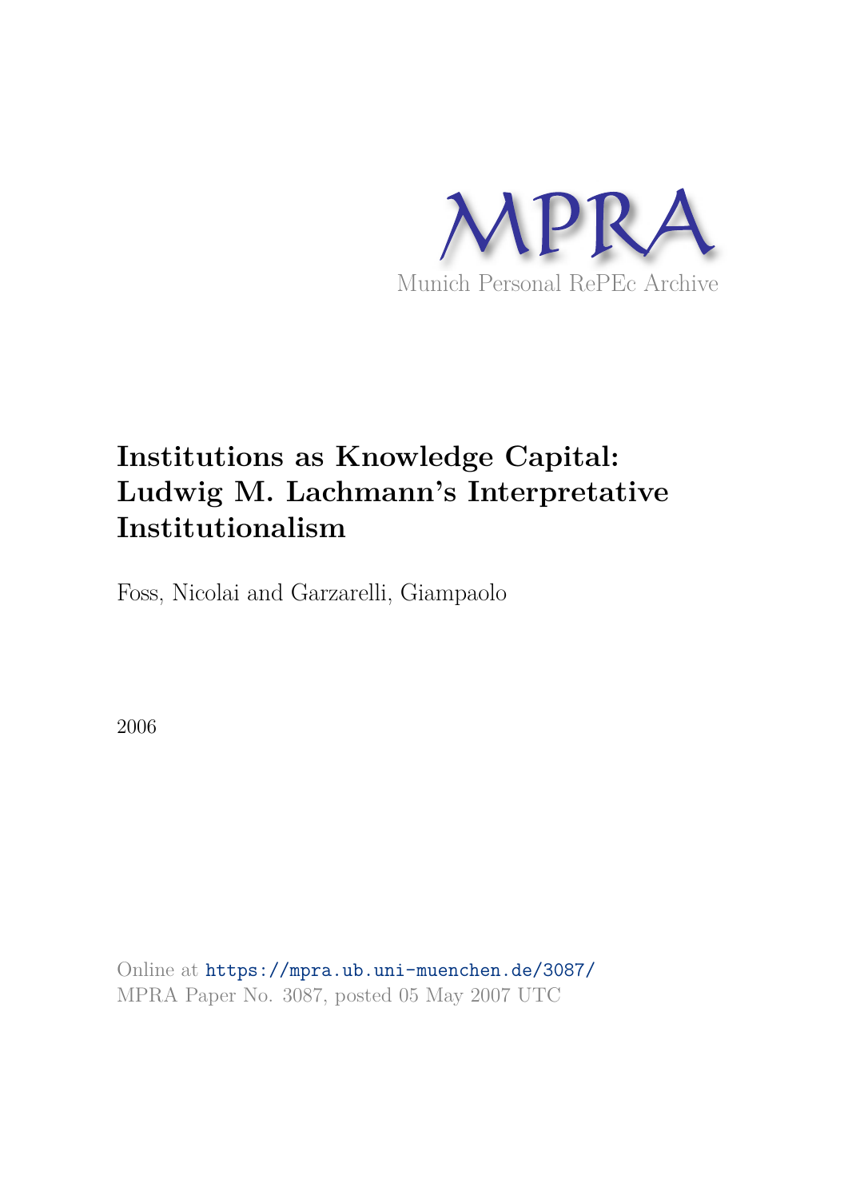MPRA

Munich Personal RePEc Archive

# Institutions as Knowledge Capital: Ludwig M. Lachmann's Interpretative Institutionalism

Foss, Nicolai and Garzarelli, Giampaolo

2006

Online at https://mpra.ub.uni-muenchen.de/3087/

MPRA Paper No. 3087, posted 05 May 2007 UTC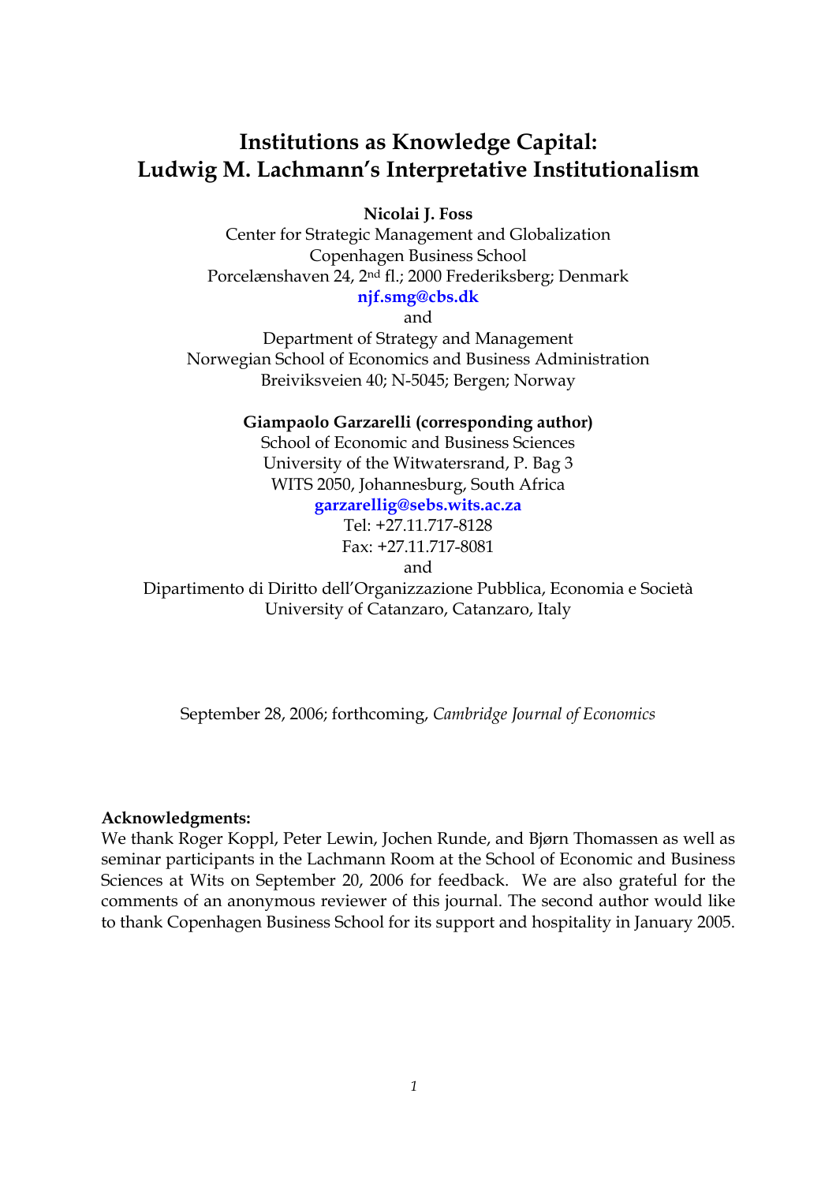# Institutions as Knowledge Capital: Ludwig M. Lachmann's Interpretative Institutionalism

**Nicolai J. Foss**

Center for Strategic Management and Globalization
Copenhagen Business School
Porcelænshaven 24, 2nd fl.; 2000 Frederiksberg; Denmark
**njf.smg@cbs.dk**
and
Department of Strategy and Management
Norwegian School of Economics and Business Administration
Breiviksveien 40; N-5045; Bergen; Norway

**Giampaolo Garzarelli (corresponding author)**

School of Economic and Business Sciences
University of the Witwatersrand, P. Bag 3
WITS 2050, Johannesburg, South Africa
**garzarellig@sebs.wits.ac.za**
Tel: +27.11.717-8128
Fax: +27.11.717-8081
and
Dipartimento di Diritto dell'Organizzazione Pubblica, Economia e Società
University of Catanzaro, Catanzaro, Italy

September 28, 2006; forthcoming, *Cambridge Journal of Economics*

**Acknowledgments:**
We thank Roger Koppl, Peter Lewin, Jochen Runde, and Bjørn Thomassen as well as seminar participants in the Lachmann Room at the School of Economic and Business Sciences at Wits on September 20, 2006 for feedback. We are also grateful for the comments of an anonymous reviewer of this journal. The second author would like to thank Copenhagen Business School for its support and hospitality in January 2005.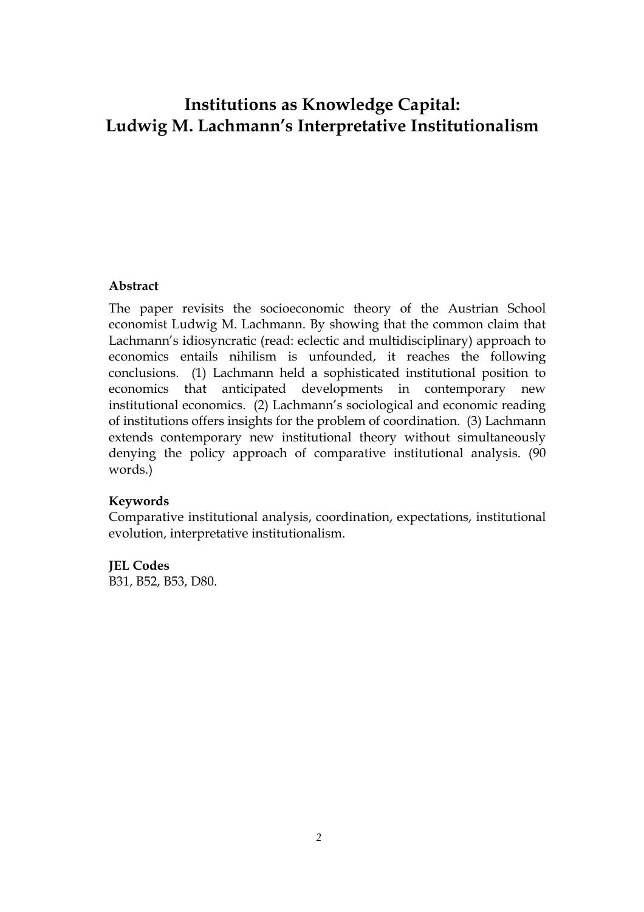# Institutions as Knowledge Capital: Ludwig M. Lachmann's Interpretative Institutionalism

### Abstract

The paper revisits the socioeconomic theory of the Austrian School economist Ludwig M. Lachmann. By showing that the common claim that Lachmann's idiosyncratic (read: eclectic and multidisciplinary) approach to economics entails nihilism is unfounded, it reaches the following conclusions. (1) Lachmann held a sophisticated institutional position to economics that anticipated developments in contemporary new institutional economics. (2) Lachmann's sociological and economic reading of institutions offers insights for the problem of coordination. (3) Lachmann extends contemporary new institutional theory without simultaneously denying the policy approach of comparative institutional analysis. (90 words.)

### Keywords

Comparative institutional analysis, coordination, expectations, institutional evolution, interpretative institutionalism.

### JEL Codes

B31, B52, B53, D80.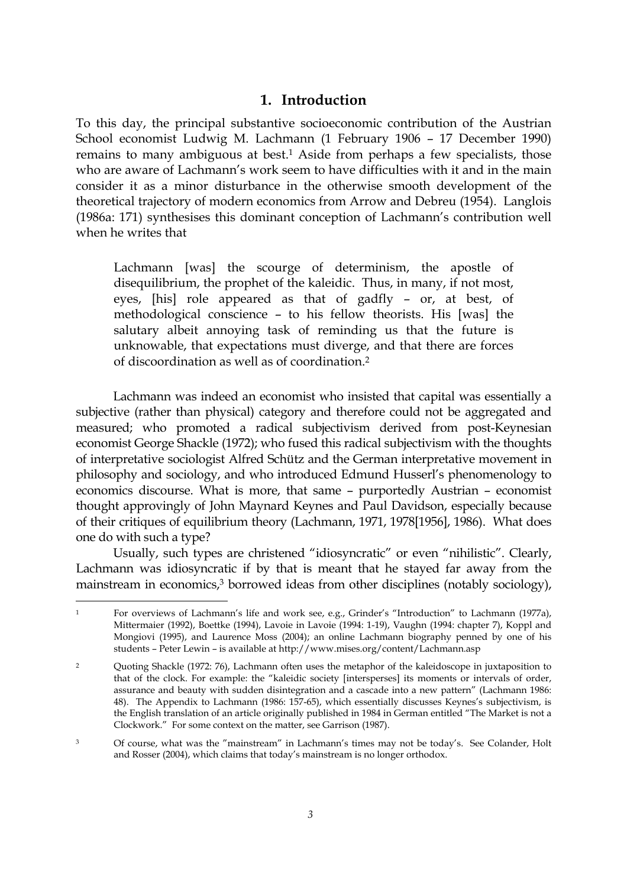## 1. Introduction

To this day, the principal substantive socioeconomic contribution of the Austrian School economist Ludwig M. Lachmann (1 February 1906 – 17 December 1990) remains to many ambiguous at best.[1] Aside from perhaps a few specialists, those who are aware of Lachmann's work seem to have difficulties with it and in the main consider it as a minor disturbance in the otherwise smooth development of the theoretical trajectory of modern economics from Arrow and Debreu (1954). Langlois (1986a: 171) synthesises this dominant conception of Lachmann's contribution well when he writes that

> Lachmann [was] the scourge of determinism, the apostle of disequilibrium, the prophet of the kaleidic. Thus, in many, if not most, eyes, [his] role appeared as that of gadfly – or, at best, of methodological conscience – to his fellow theorists. His [was] the salutary albeit annoying task of reminding us that the future is unknowable, that expectations must diverge, and that there are forces of discoordination as well as of coordination.[2]

Lachmann was indeed an economist who insisted that capital was essentially a subjective (rather than physical) category and therefore could not be aggregated and measured; who promoted a radical subjectivism derived from post-Keynesian economist George Shackle (1972); who fused this radical subjectivism with the thoughts of interpretative sociologist Alfred Schütz and the German interpretative movement in philosophy and sociology, and who introduced Edmund Husserl's phenomenology to economics discourse. What is more, that same – purportedly Austrian – economist thought approvingly of John Maynard Keynes and Paul Davidson, especially because of their critiques of equilibrium theory (Lachmann, 1971, 1978[1956], 1986). What does one do with such a type?

Usually, such types are christened "idiosyncratic" or even "nihilistic". Clearly, Lachmann was idiosyncratic if by that is meant that he stayed far away from the mainstream in economics,[3] borrowed ideas from other disciplines (notably sociology),

---

[1] For overviews of Lachmann's life and work see, e.g., Grinder's "Introduction" to Lachmann (1977a), Mittermaier (1992), Boettke (1994), Lavoie in Lavoie (1994: 1-19), Vaughn (1994: chapter 7), Koppl and Mongiovi (1995), and Laurence Moss (2004); an online Lachmann biography penned by one of his students – Peter Lewin – is available at http://www.mises.org/content/Lachmann.asp

[2] Quoting Shackle (1972: 76), Lachmann often uses the metaphor of the kaleidoscope in juxtaposition to that of the clock. For example: the "kaleidic society [intersperses] its moments or intervals of order, assurance and beauty with sudden disintegration and a cascade into a new pattern" (Lachmann 1986: 48). The Appendix to Lachmann (1986: 157-65), which essentially discusses Keynes's subjectivism, is the English translation of an article originally published in 1984 in German entitled "The Market is not a Clockwork." For some context on the matter, see Garrison (1987).

[3] Of course, what was the "mainstream" in Lachmann's times may not be today's. See Colander, Holt and Rosser (2004), which claims that today's mainstream is no longer orthodox.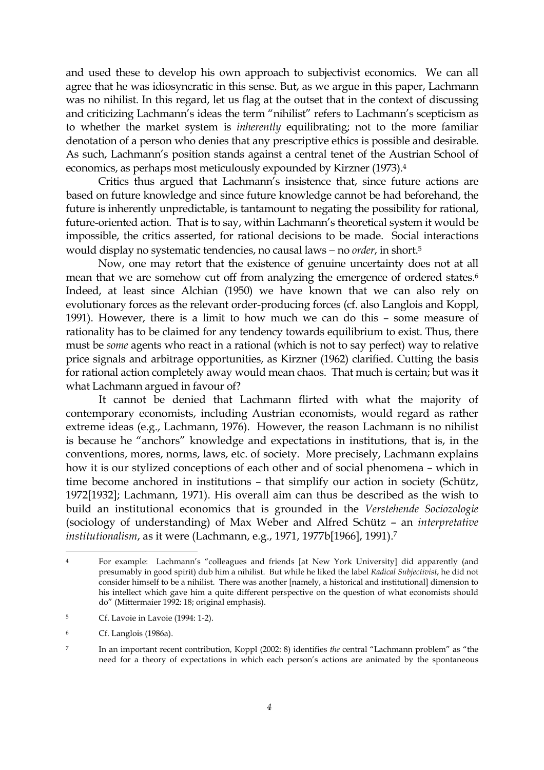and used these to develop his own approach to subjectivist economics. We can all agree that he was idiosyncratic in this sense. But, as we argue in this paper, Lachmann was no nihilist. In this regard, let us flag at the outset that in the context of discussing and criticizing Lachmann's ideas the term "nihilist" refers to Lachmann's scepticism as to whether the market system is *inherently* equilibrating; not to the more familiar denotation of a person who denies that any prescriptive ethics is possible and desirable. As such, Lachmann's position stands against a central tenet of the Austrian School of economics, as perhaps most meticulously expounded by Kirzner (1973).[4]

Critics thus argued that Lachmann's insistence that, since future actions are based on future knowledge and since future knowledge cannot be had beforehand, the future is inherently unpredictable, is tantamount to negating the possibility for rational, future-oriented action. That is to say, within Lachmann's theoretical system it would be impossible, the critics asserted, for rational decisions to be made. Social interactions would display no systematic tendencies, no causal laws – no *order*, in short.[5]

Now, one may retort that the existence of genuine uncertainty does not at all mean that we are somehow cut off from analyzing the emergence of ordered states.[6] Indeed, at least since Alchian (1950) we have known that we can also rely on evolutionary forces as the relevant order-producing forces (cf. also Langlois and Koppl, 1991). However, there is a limit to how much we can do this – some measure of rationality has to be claimed for any tendency towards equilibrium to exist. Thus, there must be *some* agents who react in a rational (which is not to say perfect) way to relative price signals and arbitrage opportunities, as Kirzner (1962) clarified. Cutting the basis for rational action completely away would mean chaos. That much is certain; but was it what Lachmann argued in favour of?

It cannot be denied that Lachmann flirted with what the majority of contemporary economists, including Austrian economists, would regard as rather extreme ideas (e.g., Lachmann, 1976). However, the reason Lachmann is no nihilist is because he "anchors" knowledge and expectations in institutions, that is, in the conventions, mores, norms, laws, etc. of society. More precisely, Lachmann explains how it is our stylized conceptions of each other and of social phenomena – which in time become anchored in institutions – that simplify our action in society (Schütz, 1972[1932]; Lachmann, 1971). His overall aim can thus be described as the wish to build an institutional economics that is grounded in the *Verstehende Sociozologie* (sociology of understanding) of Max Weber and Alfred Schütz – an *interpretative institutionalism*, as it were (Lachmann, e.g., 1971, 1977b[1966], 1991).[7]

---

[4] For example: Lachmann's "colleagues and friends [at New York University] did apparently (and presumably in good spirit) dub him a nihilist. But while he liked the label *Radical Subjectivist*, he did not consider himself to be a nihilist. There was another [namely, a historical and institutional] dimension to his intellect which gave him a quite different perspective on the question of what economists should do" (Mittermaier 1992: 18; original emphasis).

[5] Cf. Lavoie in Lavoie (1994: 1-2).

[6] Cf. Langlois (1986a).

[7] In an important recent contribution, Koppl (2002: 8) identifies *the* central "Lachmann problem" as "the need for a theory of expectations in which each person's actions are animated by the spontaneous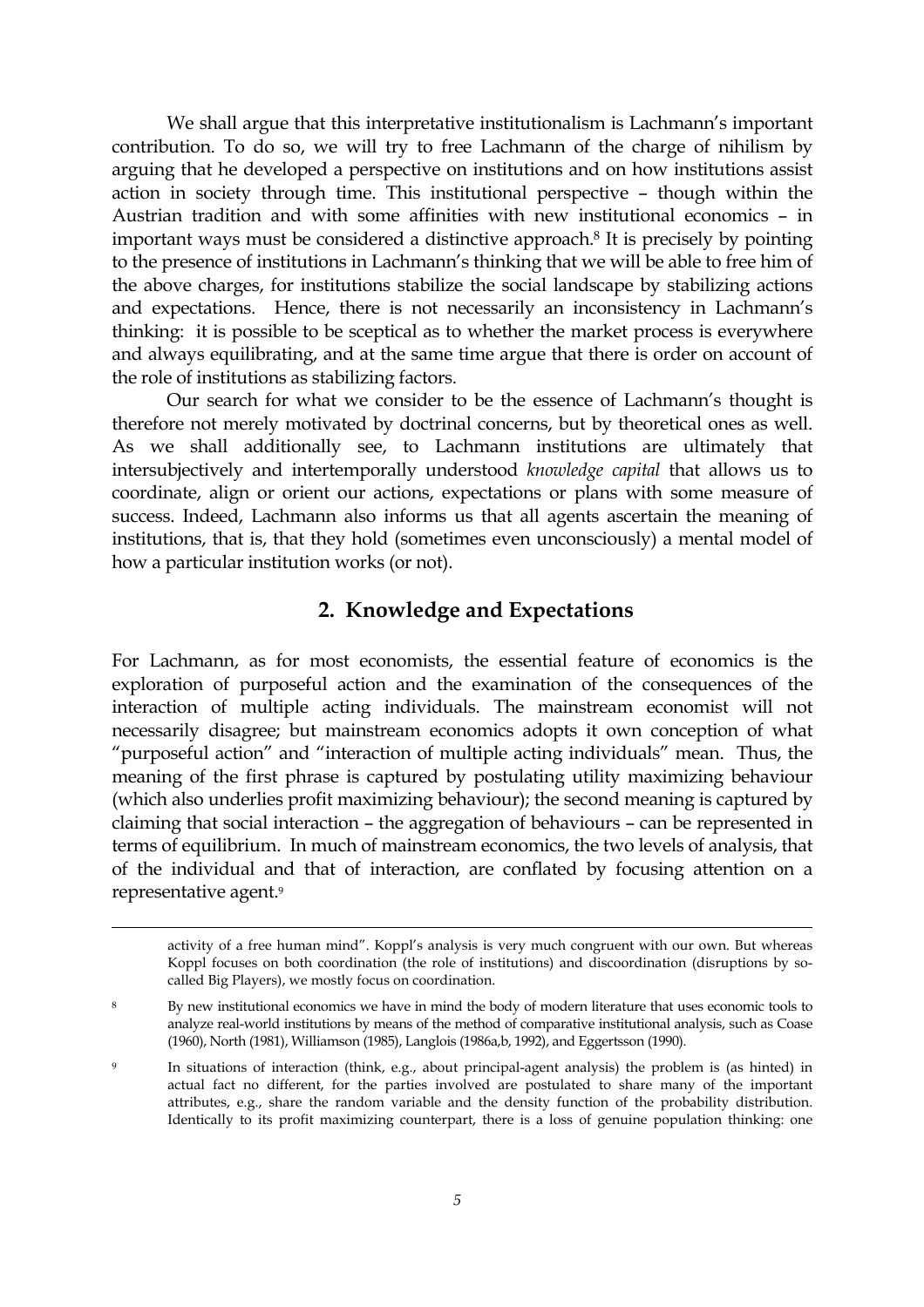We shall argue that this interpretative institutionalism is Lachmann's important contribution. To do so, we will try to free Lachmann of the charge of nihilism by arguing that he developed a perspective on institutions and on how institutions assist action in society through time. This institutional perspective – though within the Austrian tradition and with some affinities with new institutional economics – in important ways must be considered a distinctive approach.[8] It is precisely by pointing to the presence of institutions in Lachmann's thinking that we will be able to free him of the above charges, for institutions stabilize the social landscape by stabilizing actions and expectations. Hence, there is not necessarily an inconsistency in Lachmann's thinking: it is possible to be sceptical as to whether the market process is everywhere and always equilibrating, and at the same time argue that there is order on account of the role of institutions as stabilizing factors.

Our search for what we consider to be the essence of Lachmann's thought is therefore not merely motivated by doctrinal concerns, but by theoretical ones as well. As we shall additionally see, to Lachmann institutions are ultimately that intersubjectively and intertemporally understood *knowledge capital* that allows us to coordinate, align or orient our actions, expectations or plans with some measure of success. Indeed, Lachmann also informs us that all agents ascertain the meaning of institutions, that is, that they hold (sometimes even unconsciously) a mental model of how a particular institution works (or not).

## 2. Knowledge and Expectations

For Lachmann, as for most economists, the essential feature of economics is the exploration of purposeful action and the examination of the consequences of the interaction of multiple acting individuals. The mainstream economist will not necessarily disagree; but mainstream economics adopts it own conception of what "purposeful action" and "interaction of multiple acting individuals" mean. Thus, the meaning of the first phrase is captured by postulating utility maximizing behaviour (which also underlies profit maximizing behaviour); the second meaning is captured by claiming that social interaction – the aggregation of behaviours – can be represented in terms of equilibrium. In much of mainstream economics, the two levels of analysis, that of the individual and that of interaction, are conflated by focusing attention on a representative agent.[9]

---

activity of a free human mind". Koppl's analysis is very much congruent with our own. But whereas Koppl focuses on both coordination (the role of institutions) and discoordination (disruptions by so-called Big Players), we mostly focus on coordination.

[8] By new institutional economics we have in mind the body of modern literature that uses economic tools to analyze real-world institutions by means of the method of comparative institutional analysis, such as Coase (1960), North (1981), Williamson (1985), Langlois (1986a,b, 1992), and Eggertsson (1990).

[9] In situations of interaction (think, e.g., about principal-agent analysis) the problem is (as hinted) in actual fact no different, for the parties involved are postulated to share many of the important attributes, e.g., share the random variable and the density function of the probability distribution. Identically to its profit maximizing counterpart, there is a loss of genuine population thinking: one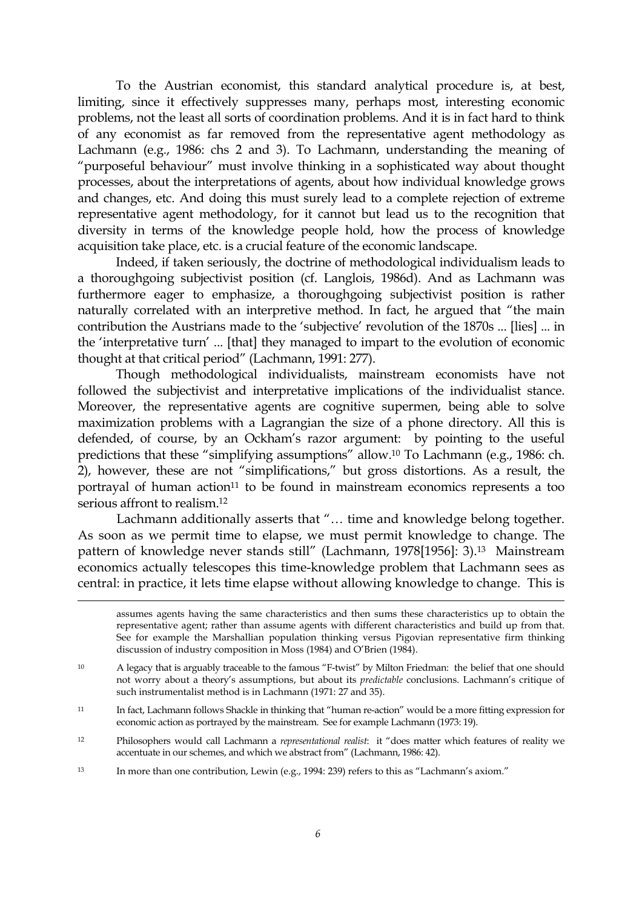To the Austrian economist, this standard analytical procedure is, at best, limiting, since it effectively suppresses many, perhaps most, interesting economic problems, not the least all sorts of coordination problems. And it is in fact hard to think of any economist as far removed from the representative agent methodology as Lachmann (e.g., 1986: chs 2 and 3). To Lachmann, understanding the meaning of "purposeful behaviour" must involve thinking in a sophisticated way about thought processes, about the interpretations of agents, about how individual knowledge grows and changes, etc. And doing this must surely lead to a complete rejection of extreme representative agent methodology, for it cannot but lead us to the recognition that diversity in terms of the knowledge people hold, how the process of knowledge acquisition take place, etc. is a crucial feature of the economic landscape.

Indeed, if taken seriously, the doctrine of methodological individualism leads to a thoroughgoing subjectivist position (cf. Langlois, 1986d). And as Lachmann was furthermore eager to emphasize, a thoroughgoing subjectivist position is rather naturally correlated with an interpretive method. In fact, he argued that "the main contribution the Austrians made to the 'subjective' revolution of the 1870s ... [lies] ... in the 'interpretative turn' ... [that] they managed to impart to the evolution of economic thought at that critical period" (Lachmann, 1991: 277).

Though methodological individualists, mainstream economists have not followed the subjectivist and interpretative implications of the individualist stance. Moreover, the representative agents are cognitive supermen, being able to solve maximization problems with a Lagrangian the size of a phone directory. All this is defended, of course, by an Ockham's razor argument: by pointing to the useful predictions that these "simplifying assumptions" allow.[10] To Lachmann (e.g., 1986: ch. 2), however, these are not "simplifications," but gross distortions. As a result, the portrayal of human action[11] to be found in mainstream economics represents a too serious affront to realism.[12]

Lachmann additionally asserts that "… time and knowledge belong together. As soon as we permit time to elapse, we must permit knowledge to change. The pattern of knowledge never stands still" (Lachmann, 1978[1956]: 3).[13] Mainstream economics actually telescopes this time-knowledge problem that Lachmann sees as central: in practice, it lets time elapse without allowing knowledge to change. This is

assumes agents having the same characteristics and then sums these characteristics up to obtain the representative agent; rather than assume agents with different characteristics and build up from that. See for example the Marshallian population thinking versus Pigovian representative firm thinking discussion of industry composition in Moss (1984) and O'Brien (1984).

[10] A legacy that is arguably traceable to the famous "F-twist" by Milton Friedman: the belief that one should not worry about a theory's assumptions, but about its *predictable* conclusions. Lachmann's critique of such instrumentalist method is in Lachmann (1971: 27 and 35).

[11] In fact, Lachmann follows Shackle in thinking that "human re-action" would be a more fitting expression for economic action as portrayed by the mainstream. See for example Lachmann (1973: 19).

[12] Philosophers would call Lachmann a *representational realist*: it "does matter which features of reality we accentuate in our schemes, and which we abstract from" (Lachmann, 1986: 42).

[13] In more than one contribution, Lewin (e.g., 1994: 239) refers to this as "Lachmann's axiom."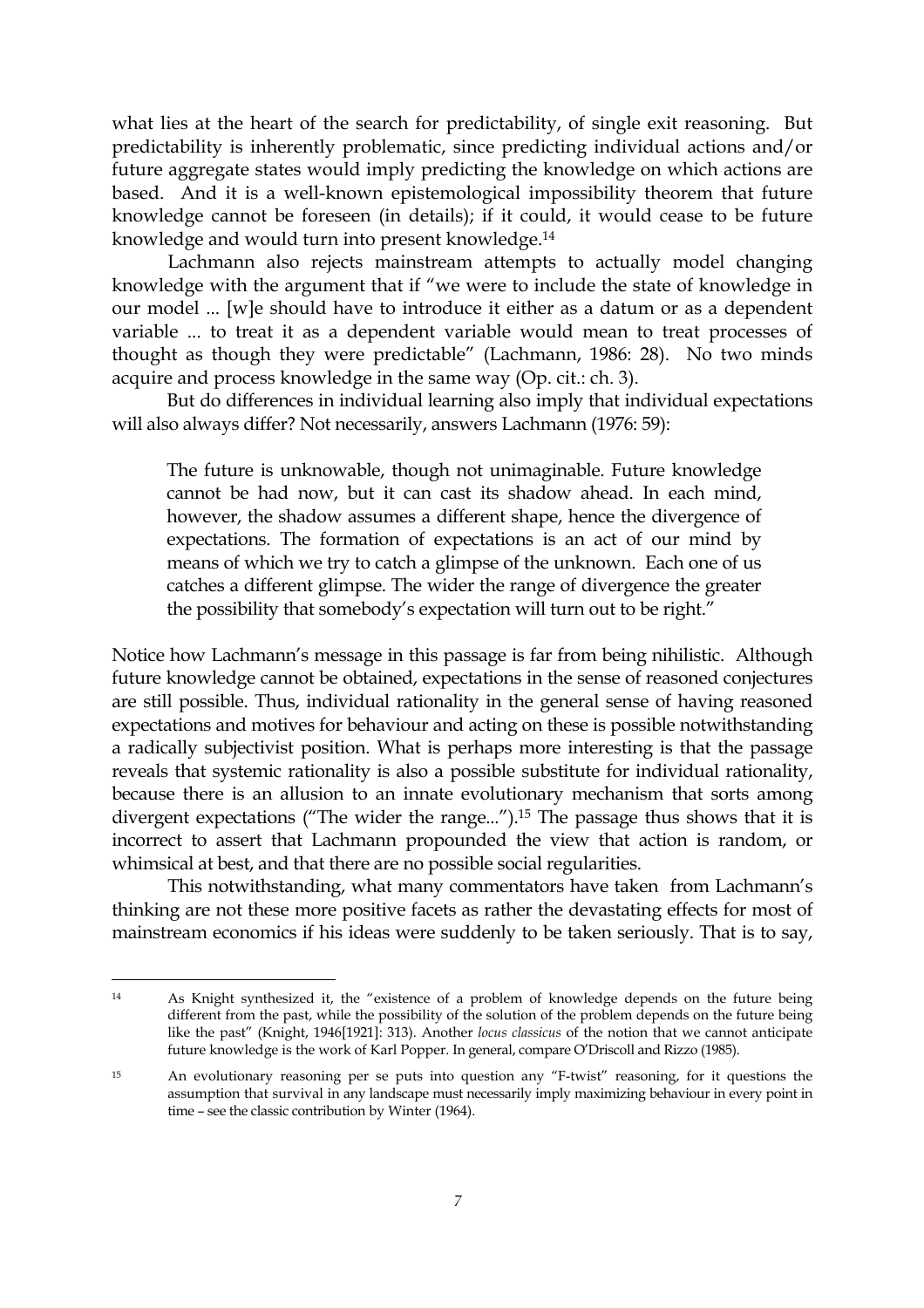what lies at the heart of the search for predictability, of single exit reasoning. But predictability is inherently problematic, since predicting individual actions and/or future aggregate states would imply predicting the knowledge on which actions are based. And it is a well-known epistemological impossibility theorem that future knowledge cannot be foreseen (in details); if it could, it would cease to be future knowledge and would turn into present knowledge.[14]

Lachmann also rejects mainstream attempts to actually model changing knowledge with the argument that if "we were to include the state of knowledge in our model ... [w]e should have to introduce it either as a datum or as a dependent variable ... to treat it as a dependent variable would mean to treat processes of thought as though they were predictable" (Lachmann, 1986: 28). No two minds acquire and process knowledge in the same way (Op. cit.: ch. 3).

But do differences in individual learning also imply that individual expectations will also always differ? Not necessarily, answers Lachmann (1976: 59):

> The future is unknowable, though not unimaginable. Future knowledge cannot be had now, but it can cast its shadow ahead. In each mind, however, the shadow assumes a different shape, hence the divergence of expectations. The formation of expectations is an act of our mind by means of which we try to catch a glimpse of the unknown. Each one of us catches a different glimpse. The wider the range of divergence the greater the possibility that somebody's expectation will turn out to be right."

Notice how Lachmann's message in this passage is far from being nihilistic. Although future knowledge cannot be obtained, expectations in the sense of reasoned conjectures are still possible. Thus, individual rationality in the general sense of having reasoned expectations and motives for behaviour and acting on these is possible notwithstanding a radically subjectivist position. What is perhaps more interesting is that the passage reveals that systemic rationality is also a possible substitute for individual rationality, because there is an allusion to an innate evolutionary mechanism that sorts among divergent expectations ("The wider the range...").[15] The passage thus shows that it is incorrect to assert that Lachmann propounded the view that action is random, or whimsical at best, and that there are no possible social regularities.

This notwithstanding, what many commentators have taken from Lachmann's thinking are not these more positive facets as rather the devastating effects for most of mainstream economics if his ideas were suddenly to be taken seriously. That is to say,

---

[14] As Knight synthesized it, the "existence of a problem of knowledge depends on the future being different from the past, while the possibility of the solution of the problem depends on the future being like the past" (Knight, 1946[1921]: 313). Another *locus classicus* of the notion that we cannot anticipate future knowledge is the work of Karl Popper. In general, compare O'Driscoll and Rizzo (1985).

[15] An evolutionary reasoning per se puts into question any "F-twist" reasoning, for it questions the assumption that survival in any landscape must necessarily imply maximizing behaviour in every point in time – see the classic contribution by Winter (1964).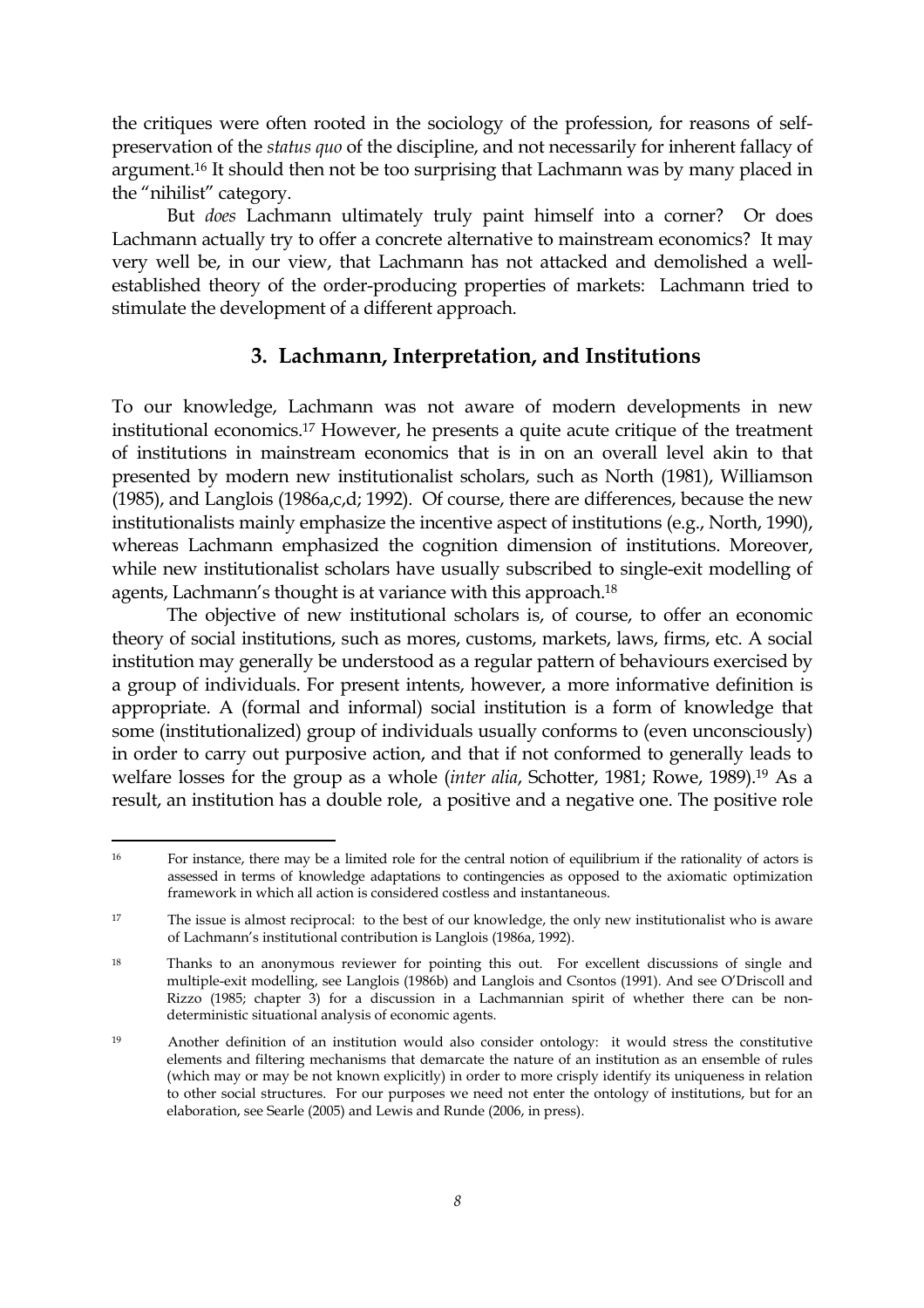the critiques were often rooted in the sociology of the profession, for reasons of self-preservation of the *status quo* of the discipline, and not necessarily for inherent fallacy of argument.[16] It should then not be too surprising that Lachmann was by many placed in the "nihilist" category.

But *does* Lachmann ultimately truly paint himself into a corner? Or does Lachmann actually try to offer a concrete alternative to mainstream economics? It may very well be, in our view, that Lachmann has not attacked and demolished a well-established theory of the order-producing properties of markets: Lachmann tried to stimulate the development of a different approach.

## 3. Lachmann, Interpretation, and Institutions

To our knowledge, Lachmann was not aware of modern developments in new institutional economics.[17] However, he presents a quite acute critique of the treatment of institutions in mainstream economics that is in on an overall level akin to that presented by modern new institutionalist scholars, such as North (1981), Williamson (1985), and Langlois (1986a,c,d; 1992). Of course, there are differences, because the new institutionalists mainly emphasize the incentive aspect of institutions (e.g., North, 1990), whereas Lachmann emphasized the cognition dimension of institutions. Moreover, while new institutionalist scholars have usually subscribed to single-exit modelling of agents, Lachmann's thought is at variance with this approach.[18]

The objective of new institutional scholars is, of course, to offer an economic theory of social institutions, such as mores, customs, markets, laws, firms, etc. A social institution may generally be understood as a regular pattern of behaviours exercised by a group of individuals. For present intents, however, a more informative definition is appropriate. A (formal and informal) social institution is a form of knowledge that some (institutionalized) group of individuals usually conforms to (even unconsciously) in order to carry out purposive action, and that if not conformed to generally leads to welfare losses for the group as a whole (*inter alia*, Schotter, 1981; Rowe, 1989).[19] As a result, an institution has a double role, a positive and a negative one. The positive role

---

[16] For instance, there may be a limited role for the central notion of equilibrium if the rationality of actors is assessed in terms of knowledge adaptations to contingencies as opposed to the axiomatic optimization framework in which all action is considered costless and instantaneous.

[17] The issue is almost reciprocal: to the best of our knowledge, the only new institutionalist who is aware of Lachmann's institutional contribution is Langlois (1986a, 1992).

[18] Thanks to an anonymous reviewer for pointing this out. For excellent discussions of single and multiple-exit modelling, see Langlois (1986b) and Langlois and Csontos (1991). And see O'Driscoll and Rizzo (1985; chapter 3) for a discussion in a Lachmannian spirit of whether there can be non-deterministic situational analysis of economic agents.

[19] Another definition of an institution would also consider ontology: it would stress the constitutive elements and filtering mechanisms that demarcate the nature of an institution as an ensemble of rules (which may or may be not known explicitly) in order to more crisply identify its uniqueness in relation to other social structures. For our purposes we need not enter the ontology of institutions, but for an elaboration, see Searle (2005) and Lewis and Runde (2006, in press).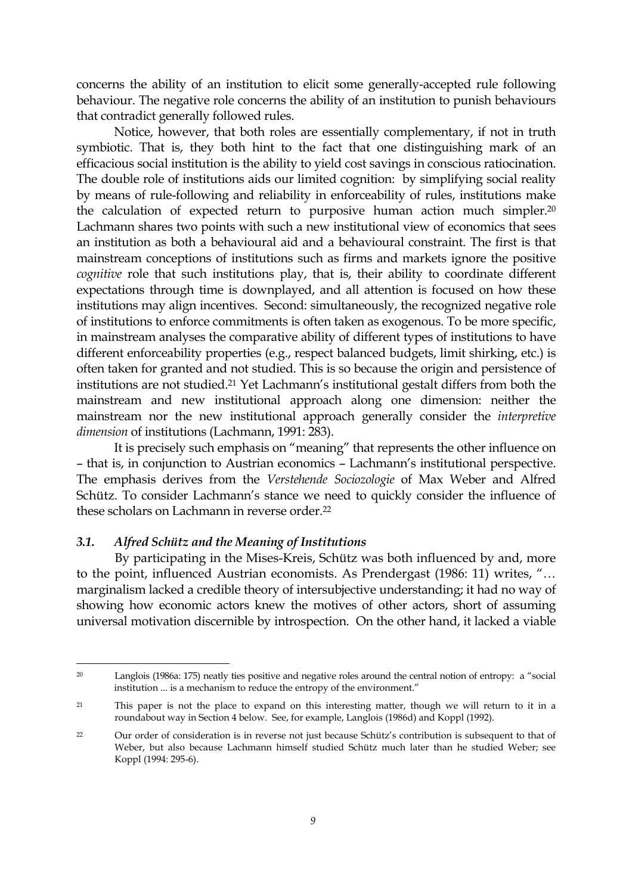concerns the ability of an institution to elicit some generally-accepted rule following behaviour. The negative role concerns the ability of an institution to punish behaviours that contradict generally followed rules.

Notice, however, that both roles are essentially complementary, if not in truth symbiotic. That is, they both hint to the fact that one distinguishing mark of an efficacious social institution is the ability to yield cost savings in conscious ratiocination. The double role of institutions aids our limited cognition: by simplifying social reality by means of rule-following and reliability in enforceability of rules, institutions make the calculation of expected return to purposive human action much simpler.[20] Lachmann shares two points with such a new institutional view of economics that sees an institution as both a behavioural aid and a behavioural constraint. The first is that mainstream conceptions of institutions such as firms and markets ignore the positive *cognitive* role that such institutions play, that is, their ability to coordinate different expectations through time is downplayed, and all attention is focused on how these institutions may align incentives. Second: simultaneously, the recognized negative role of institutions to enforce commitments is often taken as exogenous. To be more specific, in mainstream analyses the comparative ability of different types of institutions to have different enforceability properties (e.g., respect balanced budgets, limit shirking, etc.) is often taken for granted and not studied. This is so because the origin and persistence of institutions are not studied.[21] Yet Lachmann's institutional gestalt differs from both the mainstream and new institutional approach along one dimension: neither the mainstream nor the new institutional approach generally consider the *interpretive dimension* of institutions (Lachmann, 1991: 283).

It is precisely such emphasis on "meaning" that represents the other influence on – that is, in conjunction to Austrian economics – Lachmann's institutional perspective. The emphasis derives from the *Verstehende Sociozologie* of Max Weber and Alfred Schütz. To consider Lachmann's stance we need to quickly consider the influence of these scholars on Lachmann in reverse order.[22]

### *3.1. Alfred Schütz and the Meaning of Institutions*

By participating in the Mises-Kreis, Schütz was both influenced by and, more to the point, influenced Austrian economists. As Prendergast (1986: 11) writes, "… marginalism lacked a credible theory of intersubjective understanding; it had no way of showing how economic actors knew the motives of other actors, short of assuming universal motivation discernible by introspection. On the other hand, it lacked a viable

---

[20] Langlois (1986a: 175) neatly ties positive and negative roles around the central notion of entropy: a "social institution ... is a mechanism to reduce the entropy of the environment."

[21] This paper is not the place to expand on this interesting matter, though we will return to it in a roundabout way in Section 4 below. See, for example, Langlois (1986d) and Koppl (1992).

[22] Our order of consideration is in reverse not just because Schütz's contribution is subsequent to that of Weber, but also because Lachmann himself studied Schütz much later than he studied Weber; see Koppl (1994: 295-6).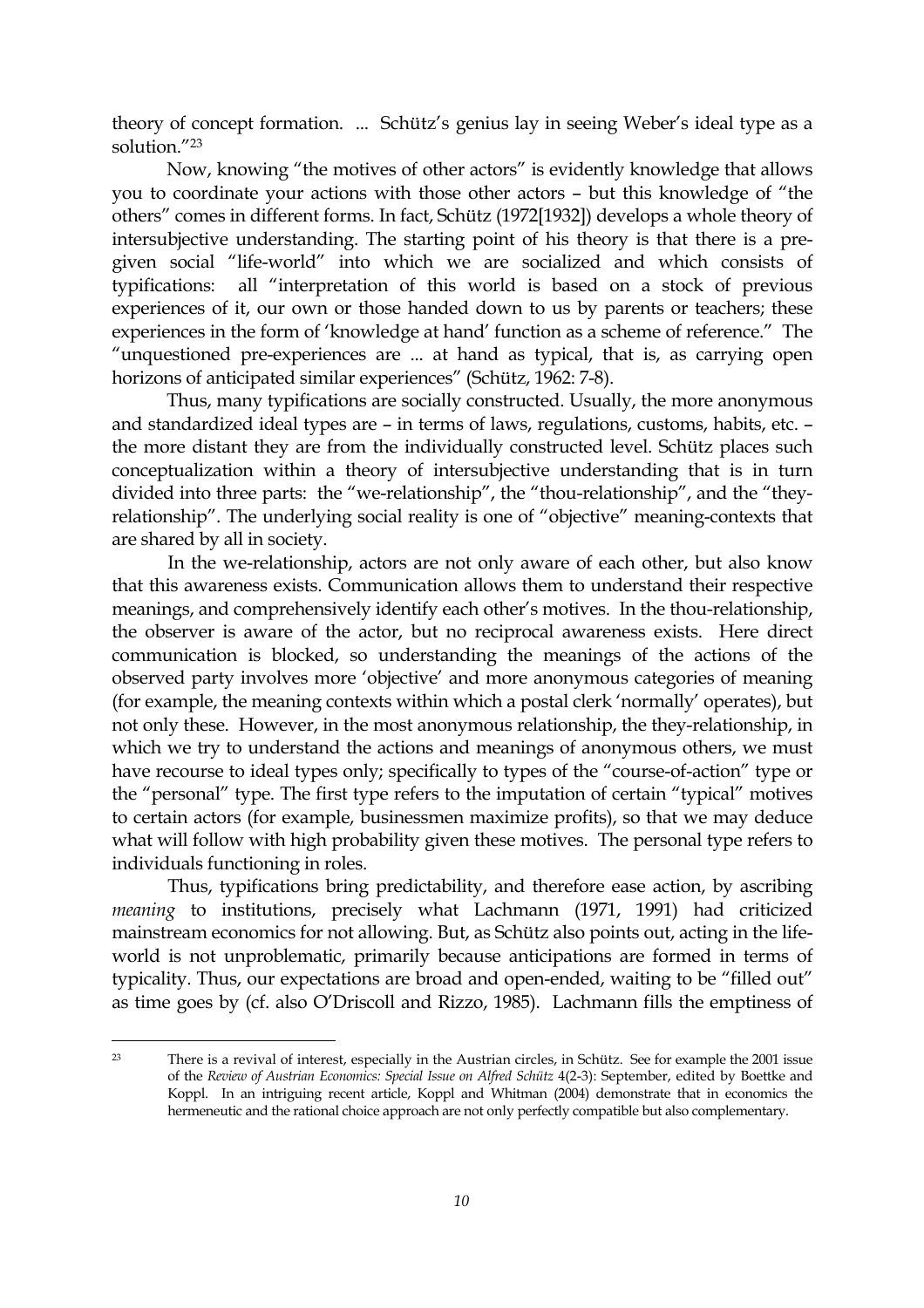theory of concept formation. ... Schütz's genius lay in seeing Weber's ideal type as a solution."[23]

Now, knowing "the motives of other actors" is evidently knowledge that allows you to coordinate your actions with those other actors – but this knowledge of "the others" comes in different forms. In fact, Schütz (1972[1932]) develops a whole theory of intersubjective understanding. The starting point of his theory is that there is a pre-given social "life-world" into which we are socialized and which consists of typifications: all "interpretation of this world is based on a stock of previous experiences of it, our own or those handed down to us by parents or teachers; these experiences in the form of 'knowledge at hand' function as a scheme of reference." The "unquestioned pre-experiences are ... at hand as typical, that is, as carrying open horizons of anticipated similar experiences" (Schütz, 1962: 7-8).

Thus, many typifications are socially constructed. Usually, the more anonymous and standardized ideal types are – in terms of laws, regulations, customs, habits, etc. – the more distant they are from the individually constructed level. Schütz places such conceptualization within a theory of intersubjective understanding that is in turn divided into three parts: the "we-relationship", the "thou-relationship", and the "they-relationship". The underlying social reality is one of "objective" meaning-contexts that are shared by all in society.

In the we-relationship, actors are not only aware of each other, but also know that this awareness exists. Communication allows them to understand their respective meanings, and comprehensively identify each other's motives. In the thou-relationship, the observer is aware of the actor, but no reciprocal awareness exists. Here direct communication is blocked, so understanding the meanings of the actions of the observed party involves more 'objective' and more anonymous categories of meaning (for example, the meaning contexts within which a postal clerk 'normally' operates), but not only these. However, in the most anonymous relationship, the they-relationship, in which we try to understand the actions and meanings of anonymous others, we must have recourse to ideal types only; specifically to types of the "course-of-action" type or the "personal" type. The first type refers to the imputation of certain "typical" motives to certain actors (for example, businessmen maximize profits), so that we may deduce what will follow with high probability given these motives. The personal type refers to individuals functioning in roles.

Thus, typifications bring predictability, and therefore ease action, by ascribing *meaning* to institutions, precisely what Lachmann (1971, 1991) had criticized mainstream economics for not allowing. But, as Schütz also points out, acting in the life-world is not unproblematic, primarily because anticipations are formed in terms of typicality. Thus, our expectations are broad and open-ended, waiting to be "filled out" as time goes by (cf. also O'Driscoll and Rizzo, 1985). Lachmann fills the emptiness of

[23] There is a revival of interest, especially in the Austrian circles, in Schütz. See for example the 2001 issue of the *Review of Austrian Economics: Special Issue on Alfred Schütz* 4(2-3): September, edited by Boettke and Koppl. In an intriguing recent article, Koppl and Whitman (2004) demonstrate that in economics the hermeneutic and the rational choice approach are not only perfectly compatible but also complementary.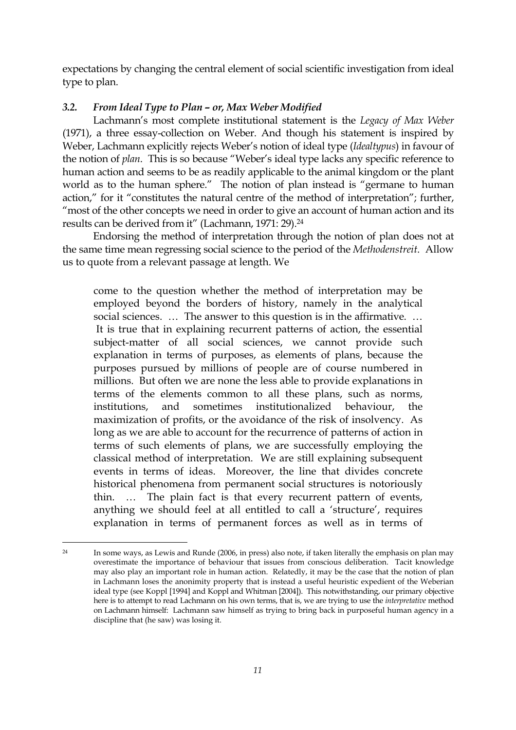expectations by changing the central element of social scientific investigation from ideal type to plan.

### *3.2. From Ideal Type to Plan – or, Max Weber Modified*

Lachmann's most complete institutional statement is the *Legacy of Max Weber* (1971), a three essay-collection on Weber. And though his statement is inspired by Weber, Lachmann explicitly rejects Weber's notion of ideal type (*Idealtypus*) in favour of the notion of *plan*. This is so because "Weber's ideal type lacks any specific reference to human action and seems to be as readily applicable to the animal kingdom or the plant world as to the human sphere." The notion of plan instead is "germane to human action," for it "constitutes the natural centre of the method of interpretation"; further, "most of the other concepts we need in order to give an account of human action and its results can be derived from it" (Lachmann, 1971: 29).[24]

Endorsing the method of interpretation through the notion of plan does not at the same time mean regressing social science to the period of the *Methodenstreit*. Allow us to quote from a relevant passage at length. We

> come to the question whether the method of interpretation may be employed beyond the borders of history, namely in the analytical social sciences. … The answer to this question is in the affirmative. … It is true that in explaining recurrent patterns of action, the essential subject-matter of all social sciences, we cannot provide such explanation in terms of purposes, as elements of plans, because the purposes pursued by millions of people are of course numbered in millions. But often we are none the less able to provide explanations in terms of the elements common to all these plans, such as norms, institutions, and sometimes institutionalized behaviour, the maximization of profits, or the avoidance of the risk of insolvency. As long as we are able to account for the recurrence of patterns of action in terms of such elements of plans, we are successfully employing the classical method of interpretation. We are still explaining subsequent events in terms of ideas. Moreover, the line that divides concrete historical phenomena from permanent social structures is notoriously thin. … The plain fact is that every recurrent pattern of events, anything we should feel at all entitled to call a 'structure', requires explanation in terms of permanent forces as well as in terms of

---

[24] In some ways, as Lewis and Runde (2006, in press) also note, if taken literally the emphasis on plan may overestimate the importance of behaviour that issues from conscious deliberation. Tacit knowledge may also play an important role in human action. Relatedly, it may be the case that the notion of plan in Lachmann loses the anonimity property that is instead a useful heuristic expedient of the Weberian ideal type (see Koppl [1994] and Koppl and Whitman [2004]). This notwithstanding, our primary objective here is to attempt to read Lachmann on his own terms, that is, we are trying to use the *interpretative* method on Lachmann himself: Lachmann saw himself as trying to bring back in purposeful human agency in a discipline that (he saw) was losing it.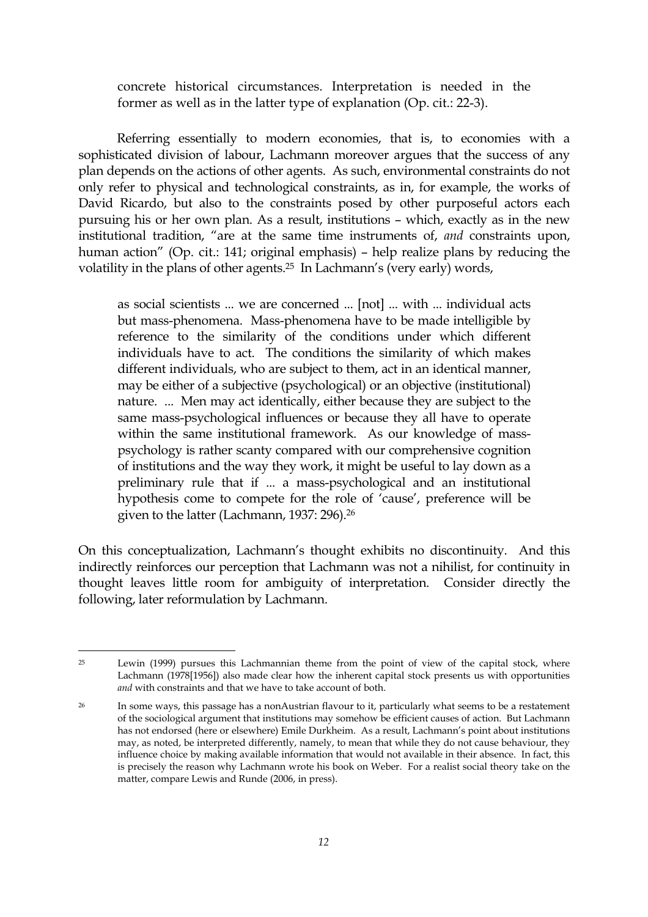> concrete historical circumstances. Interpretation is needed in the former as well as in the latter type of explanation (Op. cit.: 22-3).

Referring essentially to modern economies, that is, to economies with a sophisticated division of labour, Lachmann moreover argues that the success of any plan depends on the actions of other agents. As such, environmental constraints do not only refer to physical and technological constraints, as in, for example, the works of David Ricardo, but also to the constraints posed by other purposeful actors each pursuing his or her own plan. As a result, institutions – which, exactly as in the new institutional tradition, "are at the same time instruments of, *and* constraints upon, human action" (Op. cit.: 141; original emphasis) – help realize plans by reducing the volatility in the plans of other agents.[25] In Lachmann's (very early) words,

> as social scientists ... we are concerned ... [not] ... with ... individual acts but mass-phenomena. Mass-phenomena have to be made intelligible by reference to the similarity of the conditions under which different individuals have to act. The conditions the similarity of which makes different individuals, who are subject to them, act in an identical manner, may be either of a subjective (psychological) or an objective (institutional) nature. ... Men may act identically, either because they are subject to the same mass-psychological influences or because they all have to operate within the same institutional framework. As our knowledge of mass-psychology is rather scanty compared with our comprehensive cognition of institutions and the way they work, it might be useful to lay down as a preliminary rule that if ... a mass-psychological and an institutional hypothesis come to compete for the role of 'cause', preference will be given to the latter (Lachmann, 1937: 296).[26]

On this conceptualization, Lachmann's thought exhibits no discontinuity. And this indirectly reinforces our perception that Lachmann was not a nihilist, for continuity in thought leaves little room for ambiguity of interpretation. Consider directly the following, later reformulation by Lachmann.

---

[25] Lewin (1999) pursues this Lachmannian theme from the point of view of the capital stock, where Lachmann (1978[1956]) also made clear how the inherent capital stock presents us with opportunities *and* with constraints and that we have to take account of both.

[26] In some ways, this passage has a nonAustrian flavour to it, particularly what seems to be a restatement of the sociological argument that institutions may somehow be efficient causes of action. But Lachmann has not endorsed (here or elsewhere) Emile Durkheim. As a result, Lachmann's point about institutions may, as noted, be interpreted differently, namely, to mean that while they do not cause behaviour, they influence choice by making available information that would not available in their absence. In fact, this is precisely the reason why Lachmann wrote his book on Weber. For a realist social theory take on the matter, compare Lewis and Runde (2006, in press).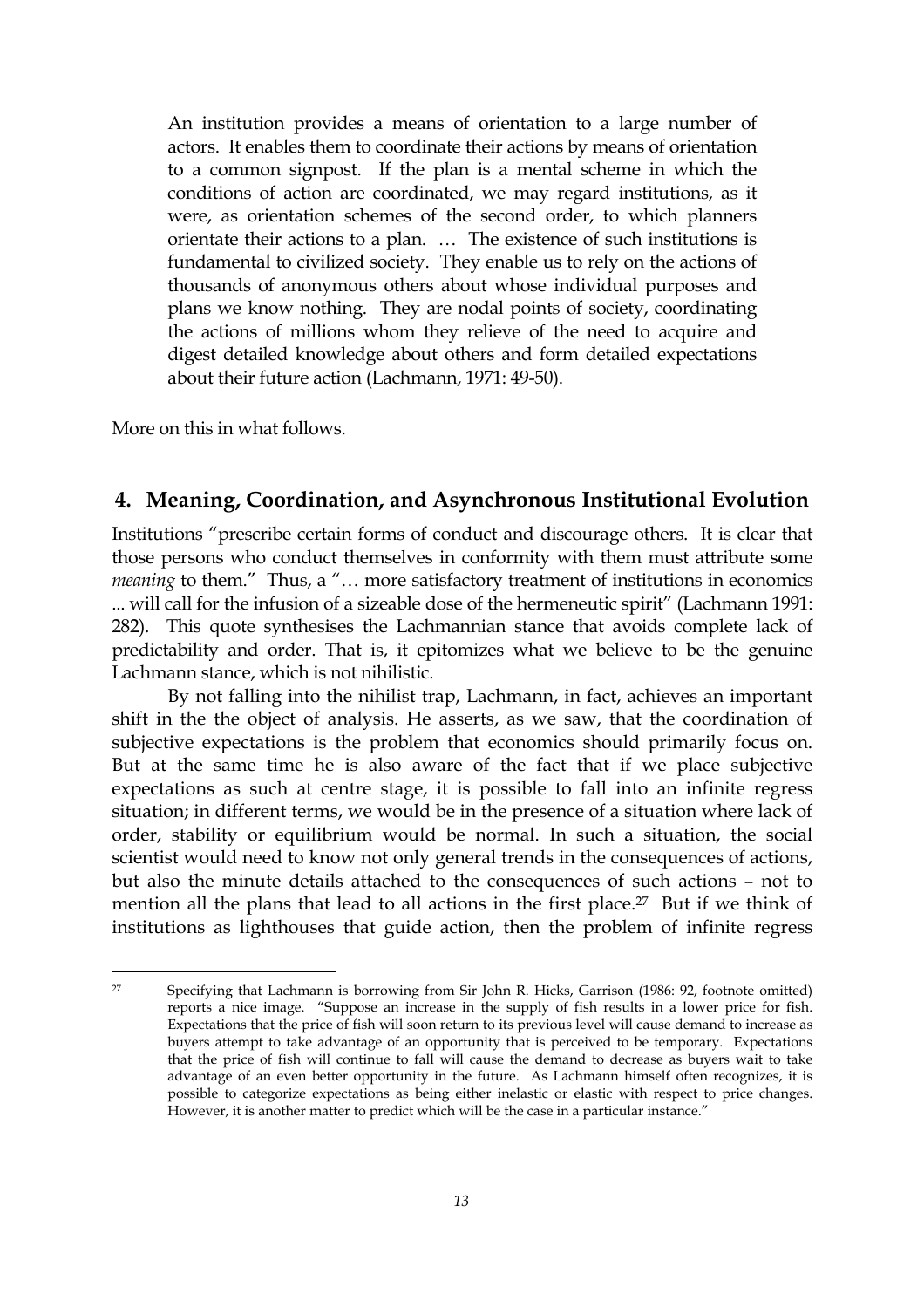> An institution provides a means of orientation to a large number of actors. It enables them to coordinate their actions by means of orientation to a common signpost. If the plan is a mental scheme in which the conditions of action are coordinated, we may regard institutions, as it were, as orientation schemes of the second order, to which planners orientate their actions to a plan. … The existence of such institutions is fundamental to civilized society. They enable us to rely on the actions of thousands of anonymous others about whose individual purposes and plans we know nothing. They are nodal points of society, coordinating the actions of millions whom they relieve of the need to acquire and digest detailed knowledge about others and form detailed expectations about their future action (Lachmann, 1971: 49-50).

More on this in what follows.

## 4. Meaning, Coordination, and Asynchronous Institutional Evolution

Institutions "prescribe certain forms of conduct and discourage others. It is clear that those persons who conduct themselves in conformity with them must attribute some *meaning* to them." Thus, a "… more satisfactory treatment of institutions in economics ... will call for the infusion of a sizeable dose of the hermeneutic spirit" (Lachmann 1991: 282). This quote synthesises the Lachmannian stance that avoids complete lack of predictability and order. That is, it epitomizes what we believe to be the genuine Lachmann stance, which is not nihilistic.

By not falling into the nihilist trap, Lachmann, in fact, achieves an important shift in the the object of analysis. He asserts, as we saw, that the coordination of subjective expectations is the problem that economics should primarily focus on. But at the same time he is also aware of the fact that if we place subjective expectations as such at centre stage, it is possible to fall into an infinite regress situation; in different terms, we would be in the presence of a situation where lack of order, stability or equilibrium would be normal. In such a situation, the social scientist would need to know not only general trends in the consequences of actions, but also the minute details attached to the consequences of such actions – not to mention all the plans that lead to all actions in the first place.[27] But if we think of institutions as lighthouses that guide action, then the problem of infinite regress

---

[27] Specifying that Lachmann is borrowing from Sir John R. Hicks, Garrison (1986: 92, footnote omitted) reports a nice image. "Suppose an increase in the supply of fish results in a lower price for fish. Expectations that the price of fish will soon return to its previous level will cause demand to increase as buyers attempt to take advantage of an opportunity that is perceived to be temporary. Expectations that the price of fish will continue to fall will cause the demand to decrease as buyers wait to take advantage of an even better opportunity in the future. As Lachmann himself often recognizes, it is possible to categorize expectations as being either inelastic or elastic with respect to price changes. However, it is another matter to predict which will be the case in a particular instance."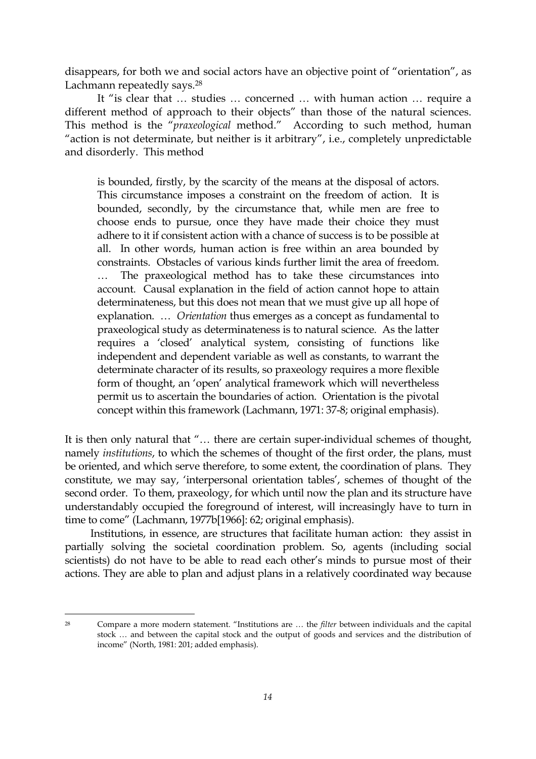disappears, for both we and social actors have an objective point of "orientation", as Lachmann repeatedly says.[28]

It "is clear that … studies … concerned … with human action … require a different method of approach to their objects" than those of the natural sciences. This method is the "*praxeological* method." According to such method, human "action is not determinate, but neither is it arbitrary", i.e., completely unpredictable and disorderly. This method

> is bounded, firstly, by the scarcity of the means at the disposal of actors. This circumstance imposes a constraint on the freedom of action. It is bounded, secondly, by the circumstance that, while men are free to choose ends to pursue, once they have made their choice they must adhere to it if consistent action with a chance of success is to be possible at all. In other words, human action is free within an area bounded by constraints. Obstacles of various kinds further limit the area of freedom. … The praxeological method has to take these circumstances into account. Causal explanation in the field of action cannot hope to attain determinateness, but this does not mean that we must give up all hope of explanation. … *Orientation* thus emerges as a concept as fundamental to praxeological study as determinateness is to natural science. As the latter requires a 'closed' analytical system, consisting of functions like independent and dependent variable as well as constants, to warrant the determinate character of its results, so praxeology requires a more flexible form of thought, an 'open' analytical framework which will nevertheless permit us to ascertain the boundaries of action. Orientation is the pivotal concept within this framework (Lachmann, 1971: 37-8; original emphasis).

It is then only natural that "… there are certain super-individual schemes of thought, namely *institutions*, to which the schemes of thought of the first order, the plans, must be oriented, and which serve therefore, to some extent, the coordination of plans. They constitute, we may say, 'interpersonal orientation tables', schemes of thought of the second order. To them, praxeology, for which until now the plan and its structure have understandably occupied the foreground of interest, will increasingly have to turn in time to come" (Lachmann, 1977b[1966]: 62; original emphasis).

Institutions, in essence, are structures that facilitate human action: they assist in partially solving the societal coordination problem. So, agents (including social scientists) do not have to be able to read each other's minds to pursue most of their actions. They are able to plan and adjust plans in a relatively coordinated way because

---

[28] Compare a more modern statement. "Institutions are … the *filter* between individuals and the capital stock … and between the capital stock and the output of goods and services and the distribution of income" (North, 1981: 201; added emphasis).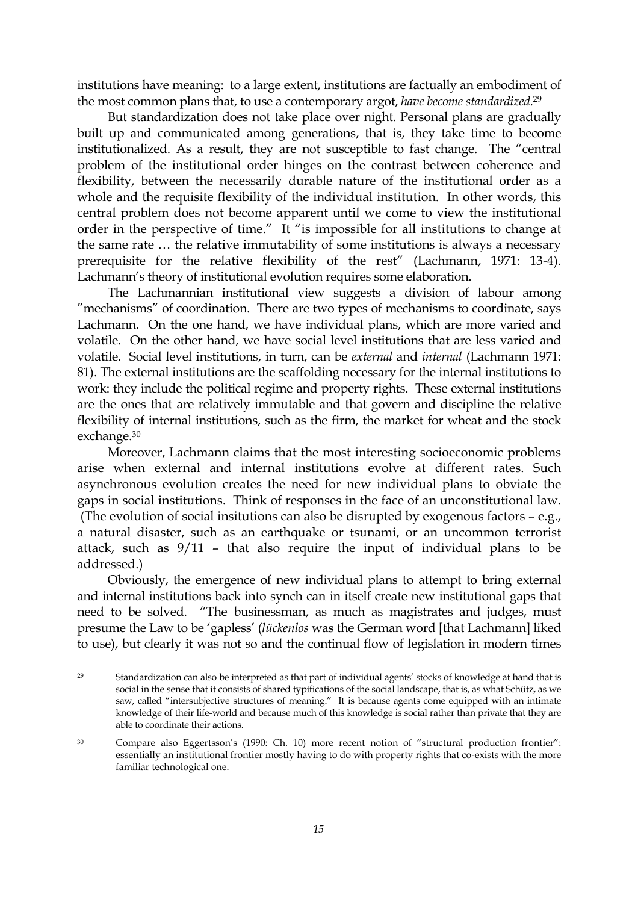institutions have meaning: to a large extent, institutions are factually an embodiment of the most common plans that, to use a contemporary argot, *have become standardized*.[29]

But standardization does not take place over night. Personal plans are gradually built up and communicated among generations, that is, they take time to become institutionalized. As a result, they are not susceptible to fast change. The "central problem of the institutional order hinges on the contrast between coherence and flexibility, between the necessarily durable nature of the institutional order as a whole and the requisite flexibility of the individual institution. In other words, this central problem does not become apparent until we come to view the institutional order in the perspective of time." It "is impossible for all institutions to change at the same rate … the relative immutability of some institutions is always a necessary prerequisite for the relative flexibility of the rest" (Lachmann, 1971: 13-4). Lachmann's theory of institutional evolution requires some elaboration.

The Lachmannian institutional view suggests a division of labour among "mechanisms" of coordination. There are two types of mechanisms to coordinate, says Lachmann. On the one hand, we have individual plans, which are more varied and volatile. On the other hand, we have social level institutions that are less varied and volatile. Social level institutions, in turn, can be *external* and *internal* (Lachmann 1971: 81). The external institutions are the scaffolding necessary for the internal institutions to work: they include the political regime and property rights. These external institutions are the ones that are relatively immutable and that govern and discipline the relative flexibility of internal institutions, such as the firm, the market for wheat and the stock exchange.[30]

Moreover, Lachmann claims that the most interesting socioeconomic problems arise when external and internal institutions evolve at different rates. Such asynchronous evolution creates the need for new individual plans to obviate the gaps in social institutions. Think of responses in the face of an unconstitutional law. (The evolution of social insitutions can also be disrupted by exogenous factors – e.g., a natural disaster, such as an earthquake or tsunami, or an uncommon terrorist attack, such as 9/11 – that also require the input of individual plans to be addressed.)

Obviously, the emergence of new individual plans to attempt to bring external and internal institutions back into synch can in itself create new institutional gaps that need to be solved. "The businessman, as much as magistrates and judges, must presume the Law to be 'gapless' (*lückenlos* was the German word [that Lachmann] liked to use), but clearly it was not so and the continual flow of legislation in modern times

---

[29] Standardization can also be interpreted as that part of individual agents' stocks of knowledge at hand that is social in the sense that it consists of shared typifications of the social landscape, that is, as what Schütz, as we saw, called "intersubjective structures of meaning." It is because agents come equipped with an intimate knowledge of their life-world and because much of this knowledge is social rather than private that they are able to coordinate their actions.

[30] Compare also Eggertsson's (1990: Ch. 10) more recent notion of "structural production frontier": essentially an institutional frontier mostly having to do with property rights that co-exists with the more familiar technological one.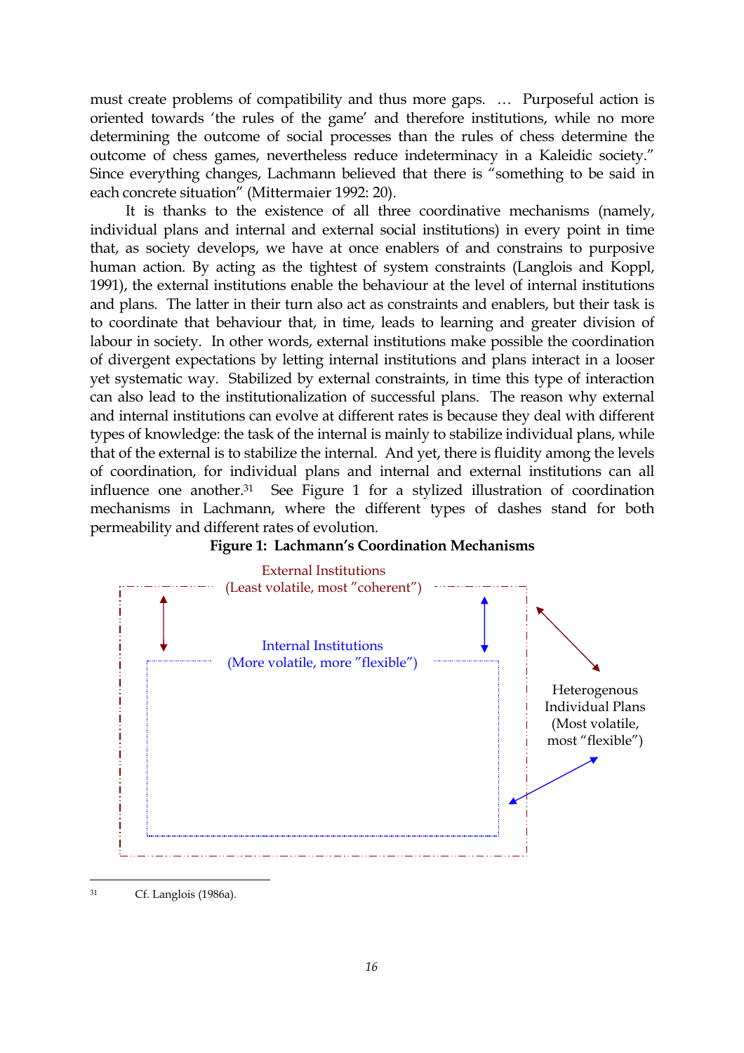must create problems of compatibility and thus more gaps. … Purposeful action is oriented towards 'the rules of the game' and therefore institutions, while no more determining the outcome of social processes than the rules of chess determine the outcome of chess games, nevertheless reduce indeterminacy in a Kaleidic society." Since everything changes, Lachmann believed that there is "something to be said in each concrete situation" (Mittermaier 1992: 20).

It is thanks to the existence of all three coordinative mechanisms (namely, individual plans and internal and external social institutions) in every point in time that, as society develops, we have at once enablers of and constrains to purposive human action. By acting as the tightest of system constraints (Langlois and Koppl, 1991), the external institutions enable the behaviour at the level of internal institutions and plans. The latter in their turn also act as constraints and enablers, but their task is to coordinate that behaviour that, in time, leads to learning and greater division of labour in society. In other words, external institutions make possible the coordination of divergent expectations by letting internal institutions and plans interact in a looser yet systematic way. Stabilized by external constraints, in time this type of interaction can also lead to the institutionalization of successful plans. The reason why external and internal institutions can evolve at different rates is because they deal with different types of knowledge: the task of the internal is mainly to stabilize individual plans, while that of the external is to stabilize the internal. And yet, there is fluidity among the levels of coordination, for individual plans and internal and external institutions can all influence one another.[31] See Figure 1 for a stylized illustration of coordination mechanisms in Lachmann, where the different types of dashes stand for both permeability and different rates of evolution.

**Figure 1: Lachmann's Coordination Mechanisms**

External Institutions
(Least volatile, most "coherent")

Internal Institutions
(More volatile, more "flexible")

Heterogenous
Individual Plans
(Most volatile,
most "flexible")

[31] Cf. Langlois (1986a).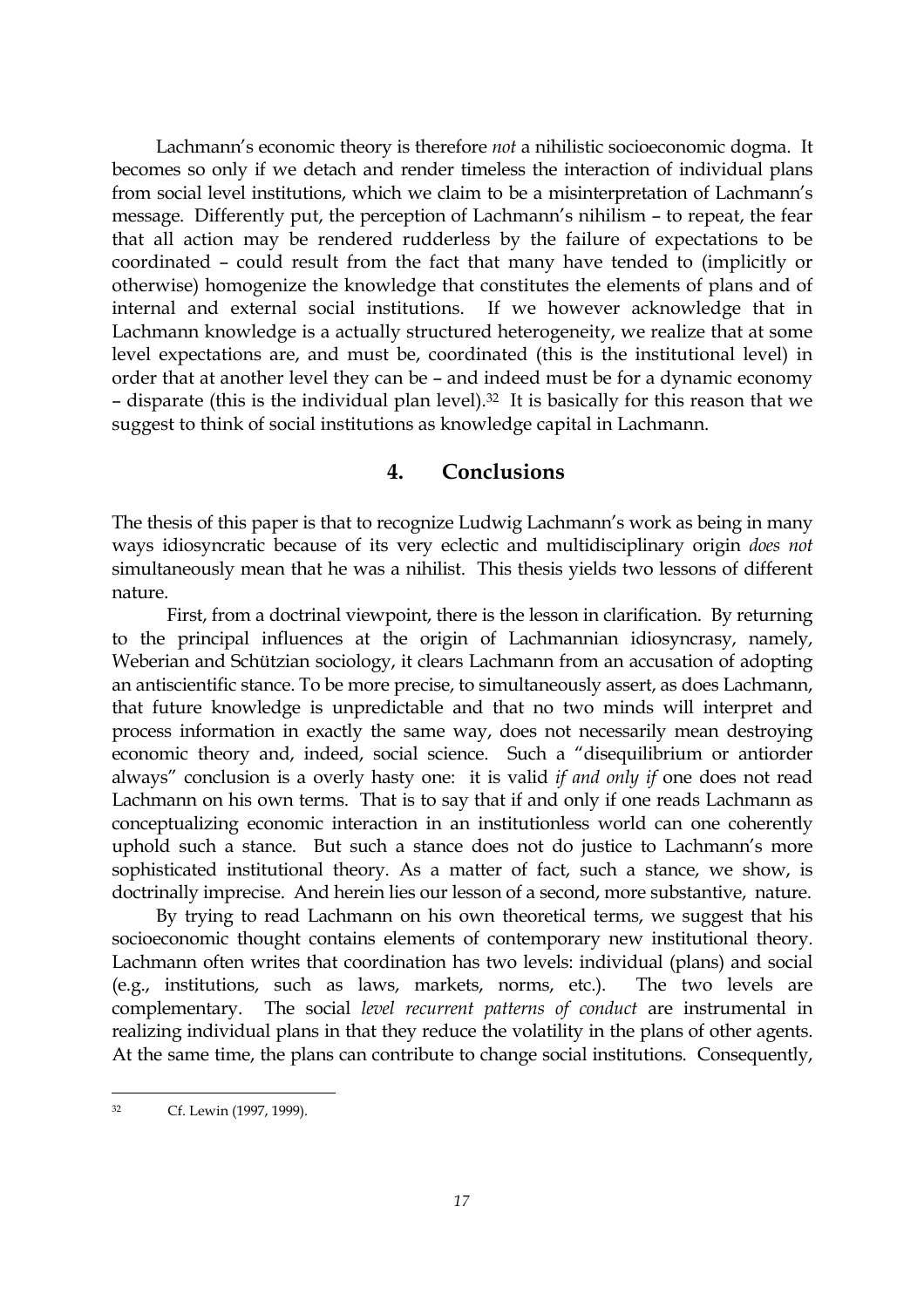Lachmann's economic theory is therefore *not* a nihilistic socioeconomic dogma. It becomes so only if we detach and render timeless the interaction of individual plans from social level institutions, which we claim to be a misinterpretation of Lachmann's message. Differently put, the perception of Lachmann's nihilism – to repeat, the fear that all action may be rendered rudderless by the failure of expectations to be coordinated – could result from the fact that many have tended to (implicitly or otherwise) homogenize the knowledge that constitutes the elements of plans and of internal and external social institutions. If we however acknowledge that in Lachmann knowledge is a actually structured heterogeneity, we realize that at some level expectations are, and must be, coordinated (this is the institutional level) in order that at another level they can be – and indeed must be for a dynamic economy – disparate (this is the individual plan level).[32] It is basically for this reason that we suggest to think of social institutions as knowledge capital in Lachmann.

## 4. Conclusions

The thesis of this paper is that to recognize Ludwig Lachmann's work as being in many ways idiosyncratic because of its very eclectic and multidisciplinary origin *does not* simultaneously mean that he was a nihilist. This thesis yields two lessons of different nature.

First, from a doctrinal viewpoint, there is the lesson in clarification. By returning to the principal influences at the origin of Lachmannian idiosyncrasy, namely, Weberian and Schützian sociology, it clears Lachmann from an accusation of adopting an antiscientific stance. To be more precise, to simultaneously assert, as does Lachmann, that future knowledge is unpredictable and that no two minds will interpret and process information in exactly the same way, does not necessarily mean destroying economic theory and, indeed, social science. Such a "disequilibrium or antiorder always" conclusion is a overly hasty one: it is valid *if and only if* one does not read Lachmann on his own terms. That is to say that if and only if one reads Lachmann as conceptualizing economic interaction in an institutionless world can one coherently uphold such a stance. But such a stance does not do justice to Lachmann's more sophisticated institutional theory. As a matter of fact, such a stance, we show, is doctrinally imprecise. And herein lies our lesson of a second, more substantive, nature.

By trying to read Lachmann on his own theoretical terms, we suggest that his socioeconomic thought contains elements of contemporary new institutional theory. Lachmann often writes that coordination has two levels: individual (plans) and social (e.g., institutions, such as laws, markets, norms, etc.). The two levels are complementary. The social *level recurrent patterns of conduct* are instrumental in realizing individual plans in that they reduce the volatility in the plans of other agents. At the same time, the plans can contribute to change social institutions. Consequently,

---

[32] Cf. Lewin (1997, 1999).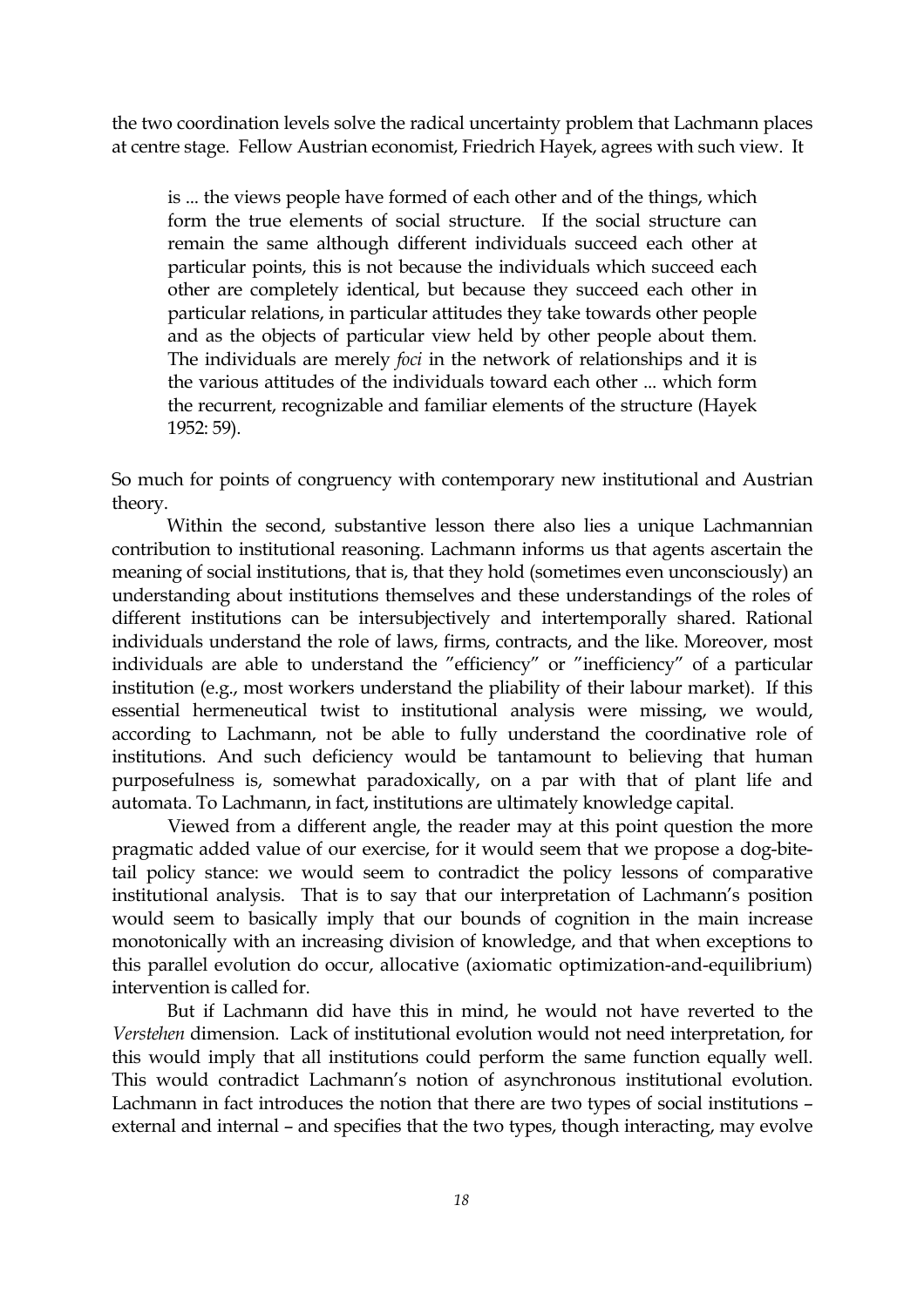the two coordination levels solve the radical uncertainty problem that Lachmann places at centre stage. Fellow Austrian economist, Friedrich Hayek, agrees with such view. It

> is ... the views people have formed of each other and of the things, which form the true elements of social structure. If the social structure can remain the same although different individuals succeed each other at particular points, this is not because the individuals which succeed each other are completely identical, but because they succeed each other in particular relations, in particular attitudes they take towards other people and as the objects of particular view held by other people about them. The individuals are merely *foci* in the network of relationships and it is the various attitudes of the individuals toward each other ... which form the recurrent, recognizable and familiar elements of the structure (Hayek 1952: 59).

So much for points of congruency with contemporary new institutional and Austrian theory.

Within the second, substantive lesson there also lies a unique Lachmannian contribution to institutional reasoning. Lachmann informs us that agents ascertain the meaning of social institutions, that is, that they hold (sometimes even unconsciously) an understanding about institutions themselves and these understandings of the roles of different institutions can be intersubjectively and intertemporally shared. Rational individuals understand the role of laws, firms, contracts, and the like. Moreover, most individuals are able to understand the "efficiency" or "inefficiency" of a particular institution (e.g., most workers understand the pliability of their labour market). If this essential hermeneutical twist to institutional analysis were missing, we would, according to Lachmann, not be able to fully understand the coordinative role of institutions. And such deficiency would be tantamount to believing that human purposefulness is, somewhat paradoxically, on a par with that of plant life and automata. To Lachmann, in fact, institutions are ultimately knowledge capital.

Viewed from a different angle, the reader may at this point question the more pragmatic added value of our exercise, for it would seem that we propose a dog-bite-tail policy stance: we would seem to contradict the policy lessons of comparative institutional analysis. That is to say that our interpretation of Lachmann's position would seem to basically imply that our bounds of cognition in the main increase monotonically with an increasing division of knowledge, and that when exceptions to this parallel evolution do occur, allocative (axiomatic optimization-and-equilibrium) intervention is called for.

But if Lachmann did have this in mind, he would not have reverted to the *Verstehen* dimension. Lack of institutional evolution would not need interpretation, for this would imply that all institutions could perform the same function equally well. This would contradict Lachmann's notion of asynchronous institutional evolution. Lachmann in fact introduces the notion that there are two types of social institutions – external and internal – and specifies that the two types, though interacting, may evolve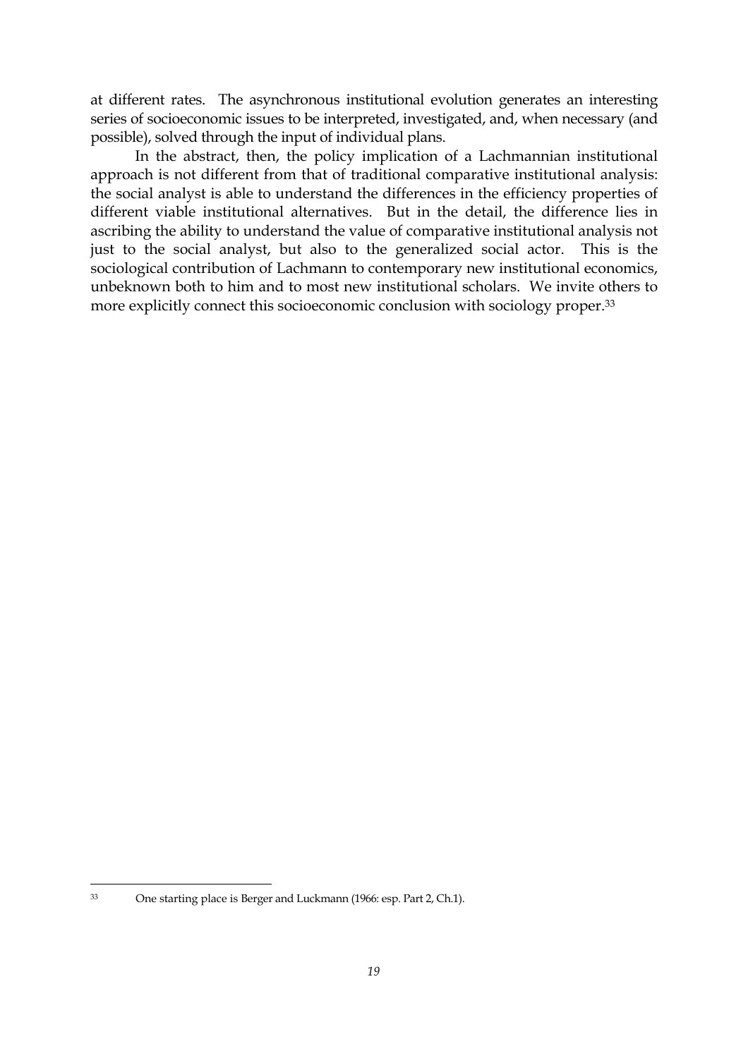at different rates. The asynchronous institutional evolution generates an interesting series of socioeconomic issues to be interpreted, investigated, and, when necessary (and possible), solved through the input of individual plans.

In the abstract, then, the policy implication of a Lachmannian institutional approach is not different from that of traditional comparative institutional analysis: the social analyst is able to understand the differences in the efficiency properties of different viable institutional alternatives. But in the detail, the difference lies in ascribing the ability to understand the value of comparative institutional analysis not just to the social analyst, but also to the generalized social actor. This is the sociological contribution of Lachmann to contemporary new institutional economics, unbeknown both to him and to most new institutional scholars. We invite others to more explicitly connect this socioeconomic conclusion with sociology proper.[33]

---

[33] One starting place is Berger and Luckmann (1966: esp. Part 2, Ch.1).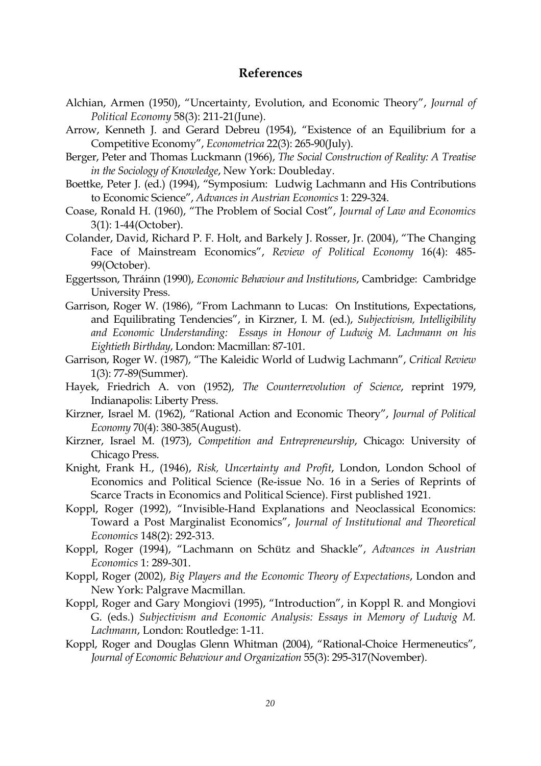## References

Alchian, Armen (1950), "Uncertainty, Evolution, and Economic Theory", *Journal of Political Economy* 58(3): 211-21(June).

Arrow, Kenneth J. and Gerard Debreu (1954), "Existence of an Equilibrium for a Competitive Economy", *Econometrica* 22(3): 265-90(July).

Berger, Peter and Thomas Luckmann (1966), *The Social Construction of Reality: A Treatise in the Sociology of Knowledge*, New York: Doubleday.

Boettke, Peter J. (ed.) (1994), "Symposium: Ludwig Lachmann and His Contributions to Economic Science", *Advances in Austrian Economics* 1: 229-324.

Coase, Ronald H. (1960), "The Problem of Social Cost", *Journal of Law and Economics* 3(1): 1-44(October).

Colander, David, Richard P. F. Holt, and Barkely J. Rosser, Jr. (2004), "The Changing Face of Mainstream Economics", *Review of Political Economy* 16(4): 485-99(October).

Eggertsson, Thráinn (1990), *Economic Behaviour and Institutions*, Cambridge: Cambridge University Press.

Garrison, Roger W. (1986), "From Lachmann to Lucas: On Institutions, Expectations, and Equilibrating Tendencies", in Kirzner, I. M. (ed.), *Subjectivism, Intelligibility and Economic Understanding: Essays in Honour of Ludwig M. Lachmann on his Eightieth Birthday*, London: Macmillan: 87-101.

Garrison, Roger W. (1987), "The Kaleidic World of Ludwig Lachmann", *Critical Review* 1(3): 77-89(Summer).

Hayek, Friedrich A. von (1952), *The Counterrevolution of Science*, reprint 1979, Indianapolis: Liberty Press.

Kirzner, Israel M. (1962), "Rational Action and Economic Theory", *Journal of Political Economy* 70(4): 380-385(August).

Kirzner, Israel M. (1973), *Competition and Entrepreneurship*, Chicago: University of Chicago Press.

Knight, Frank H., (1946), *Risk, Uncertainty and Profit*, London, London School of Economics and Political Science (Re-issue No. 16 in a Series of Reprints of Scarce Tracts in Economics and Political Science). First published 1921.

Koppl, Roger (1992), "Invisible-Hand Explanations and Neoclassical Economics: Toward a Post Marginalist Economics", *Journal of Institutional and Theoretical Economics* 148(2): 292-313.

Koppl, Roger (1994), "Lachmann on Schütz and Shackle", *Advances in Austrian Economics* 1: 289-301.

Koppl, Roger (2002), *Big Players and the Economic Theory of Expectations*, London and New York: Palgrave Macmillan.

Koppl, Roger and Gary Mongiovi (1995), "Introduction", in Koppl R. and Mongiovi G. (eds.) *Subjectivism and Economic Analysis: Essays in Memory of Ludwig M. Lachmann*, London: Routledge: 1-11.

Koppl, Roger and Douglas Glenn Whitman (2004), "Rational-Choice Hermeneutics", *Journal of Economic Behaviour and Organization* 55(3): 295-317(November).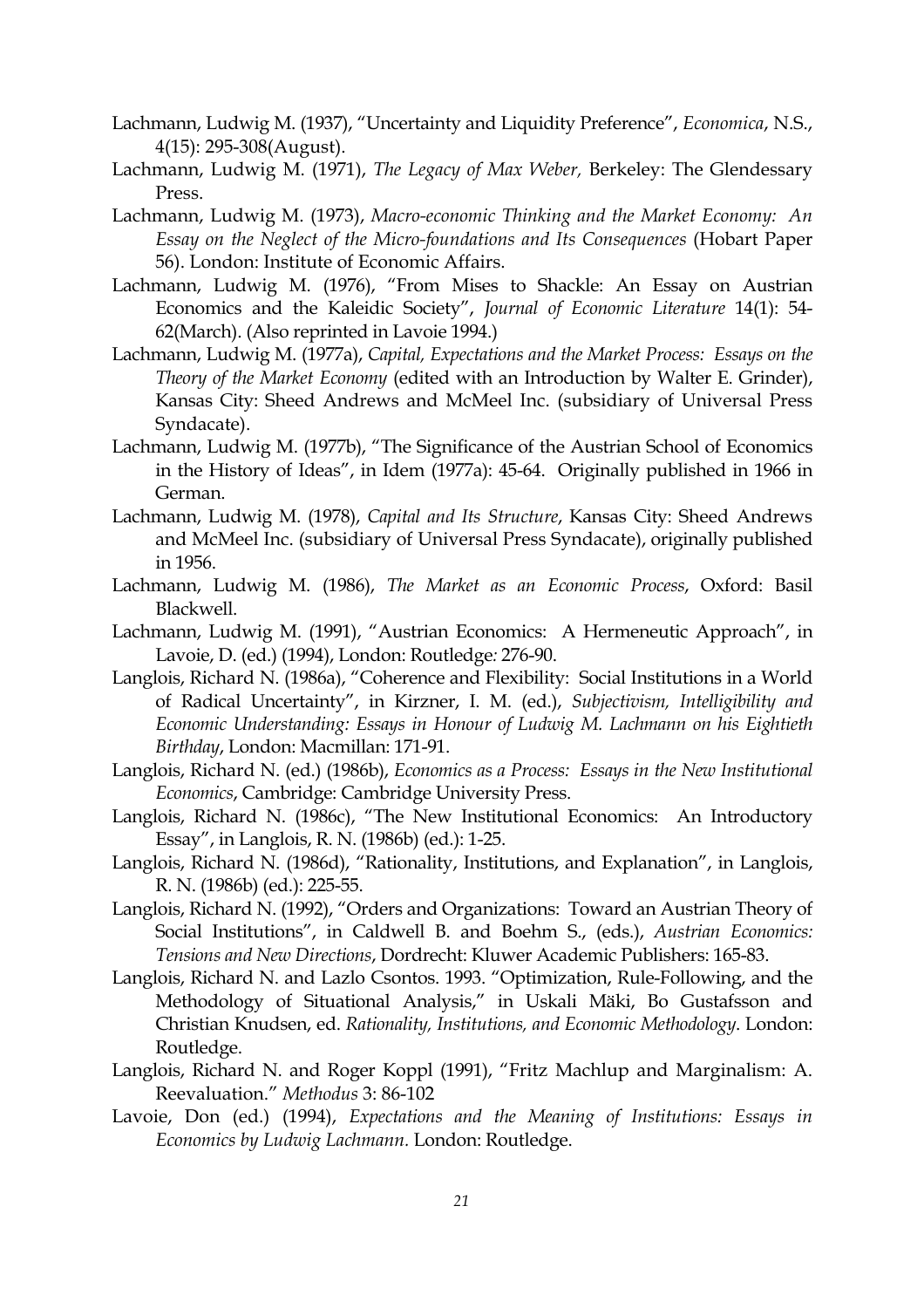Lachmann, Ludwig M. (1937), "Uncertainty and Liquidity Preference", *Economica*, N.S., 4(15): 295-308(August).

Lachmann, Ludwig M. (1971), *The Legacy of Max Weber,* Berkeley: The Glendessary Press.

Lachmann, Ludwig M. (1973), *Macro-economic Thinking and the Market Economy: An Essay on the Neglect of the Micro-foundations and Its Consequences* (Hobart Paper 56). London: Institute of Economic Affairs.

Lachmann, Ludwig M. (1976), "From Mises to Shackle: An Essay on Austrian Economics and the Kaleidic Society", *Journal of Economic Literature* 14(1): 54-62(March). (Also reprinted in Lavoie 1994.)

Lachmann, Ludwig M. (1977a), *Capital, Expectations and the Market Process: Essays on the Theory of the Market Economy* (edited with an Introduction by Walter E. Grinder), Kansas City: Sheed Andrews and McMeel Inc. (subsidiary of Universal Press Syndacate).

Lachmann, Ludwig M. (1977b), "The Significance of the Austrian School of Economics in the History of Ideas", in Idem (1977a): 45-64. Originally published in 1966 in German.

Lachmann, Ludwig M. (1978), *Capital and Its Structure*, Kansas City: Sheed Andrews and McMeel Inc. (subsidiary of Universal Press Syndacate), originally published in 1956.

Lachmann, Ludwig M. (1986), *The Market as an Economic Process*, Oxford: Basil Blackwell.

Lachmann, Ludwig M. (1991), "Austrian Economics: A Hermeneutic Approach", in Lavoie, D. (ed.) (1994), London: Routledge*:* 276-90.

Langlois, Richard N. (1986a), "Coherence and Flexibility: Social Institutions in a World of Radical Uncertainty", in Kirzner, I. M. (ed.), *Subjectivism, Intelligibility and Economic Understanding: Essays in Honour of Ludwig M. Lachmann on his Eightieth Birthday*, London: Macmillan: 171-91.

Langlois, Richard N. (ed.) (1986b), *Economics as a Process: Essays in the New Institutional Economics*, Cambridge: Cambridge University Press.

Langlois, Richard N. (1986c), "The New Institutional Economics: An Introductory Essay", in Langlois, R. N. (1986b) (ed.): 1-25.

Langlois, Richard N. (1986d), "Rationality, Institutions, and Explanation", in Langlois, R. N. (1986b) (ed.): 225-55.

Langlois, Richard N. (1992), "Orders and Organizations: Toward an Austrian Theory of Social Institutions", in Caldwell B. and Boehm S., (eds.), *Austrian Economics: Tensions and New Directions*, Dordrecht: Kluwer Academic Publishers: 165-83.

Langlois, Richard N. and Lazlo Csontos. 1993. "Optimization, Rule-Following, and the Methodology of Situational Analysis," in Uskali Mäki, Bo Gustafsson and Christian Knudsen, ed. *Rationality, Institutions, and Economic Methodology*. London: Routledge.

Langlois, Richard N. and Roger Koppl (1991), "Fritz Machlup and Marginalism: A. Reevaluation." *Methodus* 3: 86-102

Lavoie, Don (ed.) (1994), *Expectations and the Meaning of Institutions: Essays in Economics by Ludwig Lachmann.* London: Routledge.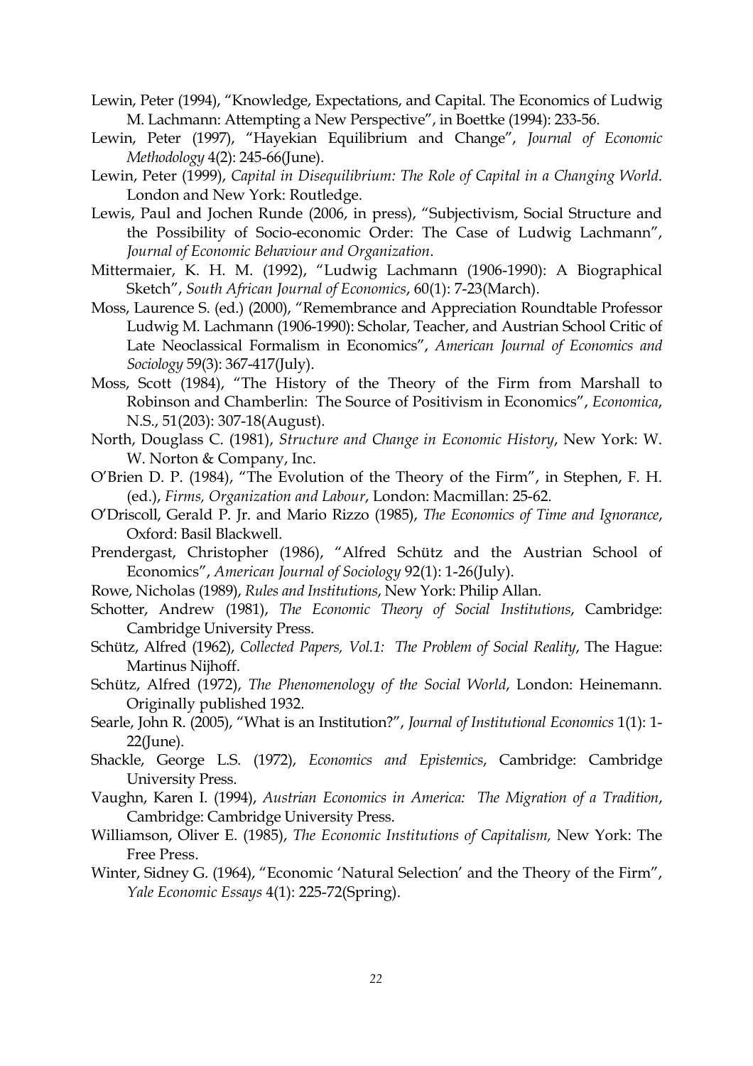Lewin, Peter (1994), "Knowledge, Expectations, and Capital. The Economics of Ludwig M. Lachmann: Attempting a New Perspective", in Boettke (1994): 233-56.

Lewin, Peter (1997), "Hayekian Equilibrium and Change", *Journal of Economic Methodology* 4(2): 245-66(June).

Lewin, Peter (1999), *Capital in Disequilibrium: The Role of Capital in a Changing World*. London and New York: Routledge.

Lewis, Paul and Jochen Runde (2006, in press), "Subjectivism, Social Structure and the Possibility of Socio-economic Order: The Case of Ludwig Lachmann", *Journal of Economic Behaviour and Organization*.

Mittermaier, K. H. M. (1992), "Ludwig Lachmann (1906-1990): A Biographical Sketch", *South African Journal of Economics*, 60(1): 7-23(March).

Moss, Laurence S. (ed.) (2000), "Remembrance and Appreciation Roundtable Professor Ludwig M. Lachmann (1906-1990): Scholar, Teacher, and Austrian School Critic of Late Neoclassical Formalism in Economics", *American Journal of Economics and Sociology* 59(3): 367-417(July).

Moss, Scott (1984), "The History of the Theory of the Firm from Marshall to Robinson and Chamberlin: The Source of Positivism in Economics", *Economica*, N.S., 51(203): 307-18(August).

North, Douglass C. (1981), *Structure and Change in Economic History*, New York: W. W. Norton & Company, Inc.

O'Brien D. P. (1984), "The Evolution of the Theory of the Firm", in Stephen, F. H. (ed.), *Firms, Organization and Labour*, London: Macmillan: 25-62.

O'Driscoll, Gerald P. Jr. and Mario Rizzo (1985), *The Economics of Time and Ignorance*, Oxford: Basil Blackwell.

Prendergast, Christopher (1986), "Alfred Schütz and the Austrian School of Economics", *American Journal of Sociology* 92(1): 1-26(July).

Rowe, Nicholas (1989), *Rules and Institutions*, New York: Philip Allan.

Schotter, Andrew (1981), *The Economic Theory of Social Institutions*, Cambridge: Cambridge University Press.

Schütz, Alfred (1962), *Collected Papers, Vol.1: The Problem of Social Reality*, The Hague: Martinus Nijhoff.

Schütz, Alfred (1972), *The Phenomenology of the Social World*, London: Heinemann. Originally published 1932.

Searle, John R. (2005), "What is an Institution?", *Journal of Institutional Economics* 1(1): 1-22(June).

Shackle, George L.S. (1972), *Economics and Epistemics*, Cambridge: Cambridge University Press.

Vaughn, Karen I. (1994), *Austrian Economics in America: The Migration of a Tradition*, Cambridge: Cambridge University Press.

Williamson, Oliver E. (1985), *The Economic Institutions of Capitalism,* New York: The Free Press.

Winter, Sidney G. (1964), "Economic 'Natural Selection' and the Theory of the Firm", *Yale Economic Essays* 4(1): 225-72(Spring).